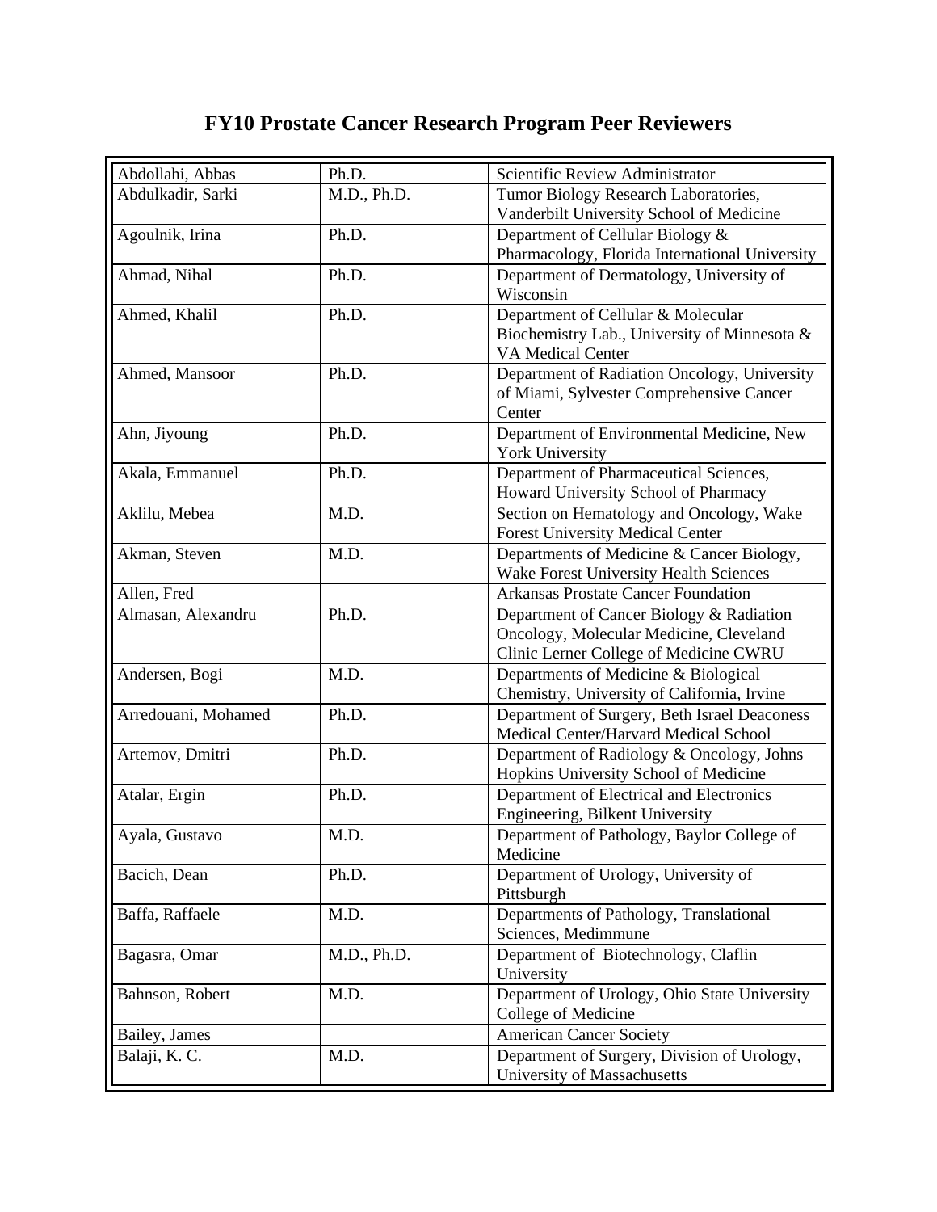# FY10 Prostate Cancer Research Program Peer Reviewers

| Name | Degree | Affiliation |
|---|---|---|
| Abdollahi, Abbas | Ph.D. | Scientific Review Administrator |
| Abdulkadir, Sarki | M.D., Ph.D. | Tumor Biology Research Laboratories, Vanderbilt University School of Medicine |
| Agoulnik, Irina | Ph.D. | Department of Cellular Biology & Pharmacology, Florida International University |
| Ahmad, Nihal | Ph.D. | Department of Dermatology, University of Wisconsin |
| Ahmed, Khalil | Ph.D. | Department of Cellular & Molecular Biochemistry Lab., University of Minnesota & VA Medical Center |
| Ahmed, Mansoor | Ph.D. | Department of Radiation Oncology, University of Miami, Sylvester Comprehensive Cancer Center |
| Ahn, Jiyoung | Ph.D. | Department of Environmental Medicine, New York University |
| Akala, Emmanuel | Ph.D. | Department of Pharmaceutical Sciences, Howard University School of Pharmacy |
| Aklilu, Mebea | M.D. | Section on Hematology and Oncology, Wake Forest University Medical Center |
| Akman, Steven | M.D. | Departments of Medicine & Cancer Biology, Wake Forest University Health Sciences |
| Allen, Fred | | Arkansas Prostate Cancer Foundation |
| Almasan, Alexandru | Ph.D. | Department of Cancer Biology & Radiation Oncology, Molecular Medicine, Cleveland Clinic Lerner College of Medicine CWRU |
| Andersen, Bogi | M.D. | Departments of Medicine & Biological Chemistry, University of California, Irvine |
| Arredouani, Mohamed | Ph.D. | Department of Surgery, Beth Israel Deaconess Medical Center/Harvard Medical School |
| Artemov, Dmitri | Ph.D. | Department of Radiology & Oncology, Johns Hopkins University School of Medicine |
| Atalar, Ergin | Ph.D. | Department of Electrical and Electronics Engineering, Bilkent University |
| Ayala, Gustavo | M.D. | Department of Pathology, Baylor College of Medicine |
| Bacich, Dean | Ph.D. | Department of Urology, University of Pittsburgh |
| Baffa, Raffaele | M.D. | Departments of Pathology, Translational Sciences, Medimmune |
| Bagasra, Omar | M.D., Ph.D. | Department of Biotechnology, Claflin University |
| Bahnson, Robert | M.D. | Department of Urology, Ohio State University College of Medicine |
| Bailey, James | | American Cancer Society |
| Balaji, K. C. | M.D. | Department of Surgery, Division of Urology, University of Massachusetts |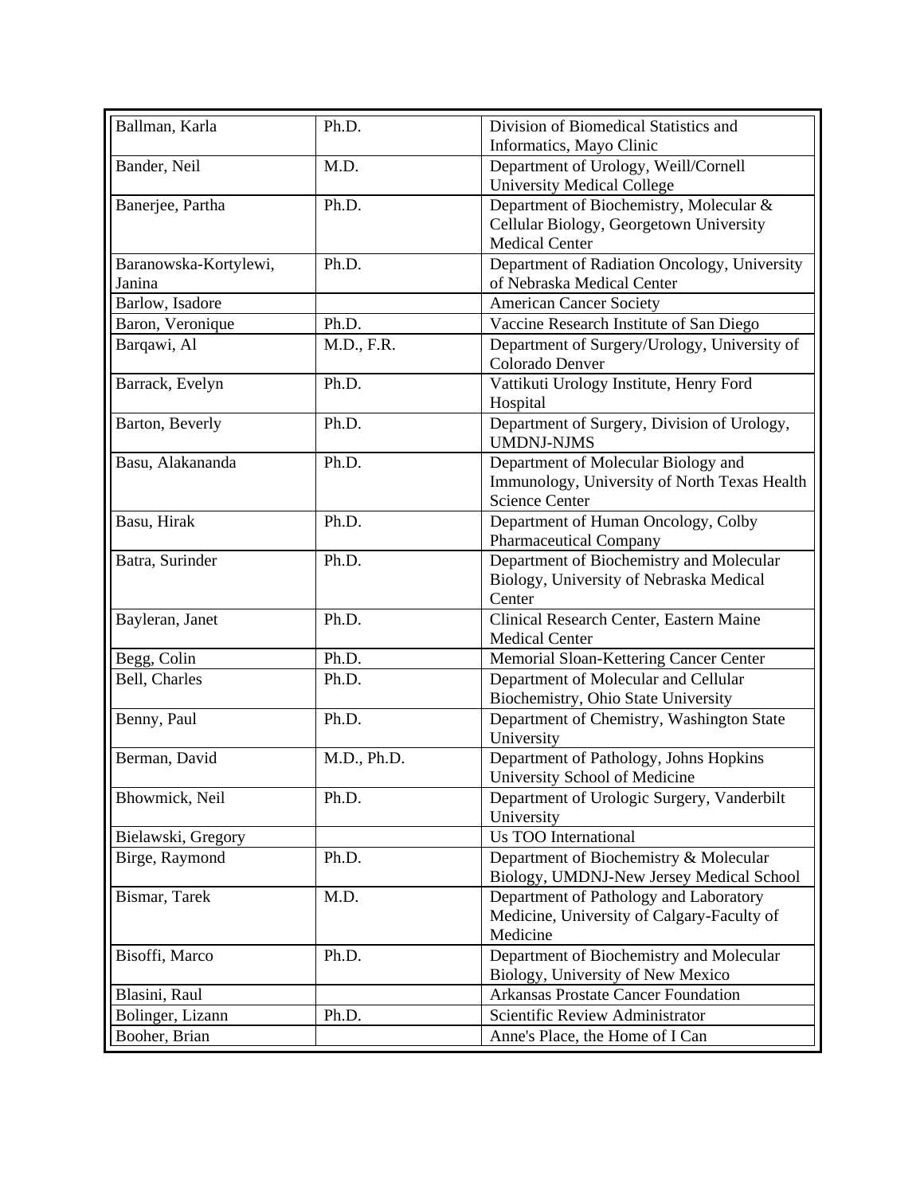| Ballman, Karla | Ph.D. | Division of Biomedical Statistics and Informatics, Mayo Clinic |
|---|---|---|
| Bander, Neil | M.D. | Department of Urology, Weill/Cornell University Medical College |
| Banerjee, Partha | Ph.D. | Department of Biochemistry, Molecular & Cellular Biology, Georgetown University Medical Center |
| Baranowska-Kortylewi, Janina | Ph.D. | Department of Radiation Oncology, University of Nebraska Medical Center |
| Barlow, Isadore | | American Cancer Society |
| Baron, Veronique | Ph.D. | Vaccine Research Institute of San Diego |
| Barqawi, Al | M.D., F.R. | Department of Surgery/Urology, University of Colorado Denver |
| Barrack, Evelyn | Ph.D. | Vattikuti Urology Institute, Henry Ford Hospital |
| Barton, Beverly | Ph.D. | Department of Surgery, Division of Urology, UMDNJ-NJMS |
| Basu, Alakananda | Ph.D. | Department of Molecular Biology and Immunology, University of North Texas Health Science Center |
| Basu, Hirak | Ph.D. | Department of Human Oncology, Colby Pharmaceutical Company |
| Batra, Surinder | Ph.D. | Department of Biochemistry and Molecular Biology, University of Nebraska Medical Center |
| Bayleran, Janet | Ph.D. | Clinical Research Center, Eastern Maine Medical Center |
| Begg, Colin | Ph.D. | Memorial Sloan-Kettering Cancer Center |
| Bell, Charles | Ph.D. | Department of Molecular and Cellular Biochemistry, Ohio State University |
| Benny, Paul | Ph.D. | Department of Chemistry, Washington State University |
| Berman, David | M.D., Ph.D. | Department of Pathology, Johns Hopkins University School of Medicine |
| Bhowmick, Neil | Ph.D. | Department of Urologic Surgery, Vanderbilt University |
| Bielawski, Gregory | | Us TOO International |
| Birge, Raymond | Ph.D. | Department of Biochemistry & Molecular Biology, UMDNJ-New Jersey Medical School |
| Bismar, Tarek | M.D. | Department of Pathology and Laboratory Medicine, University of Calgary-Faculty of Medicine |
| Bisoffi, Marco | Ph.D. | Department of Biochemistry and Molecular Biology, University of New Mexico |
| Blasini, Raul | | Arkansas Prostate Cancer Foundation |
| Bolinger, Lizann | Ph.D. | Scientific Review Administrator |
| Booher, Brian | | Anne's Place, the Home of I Can |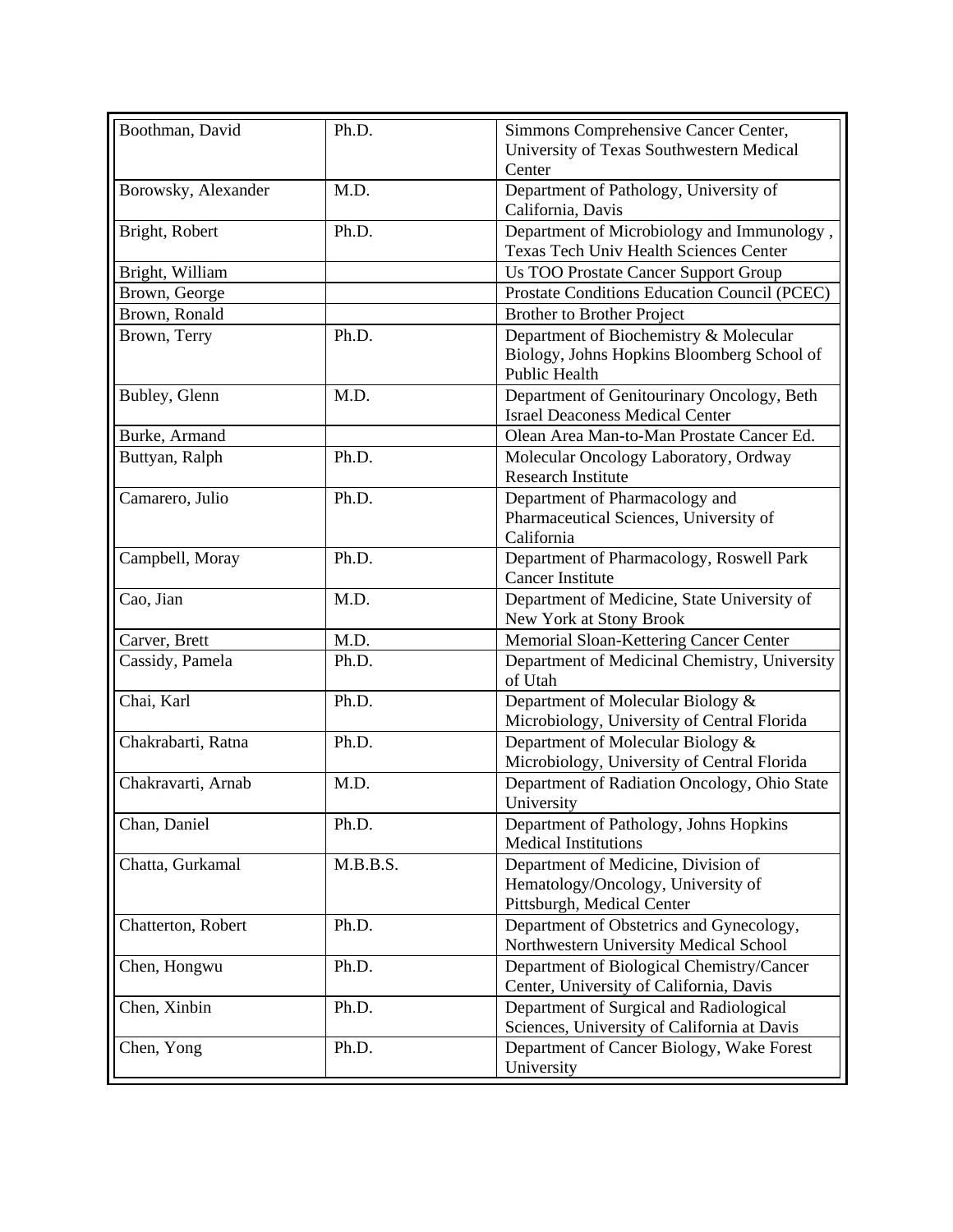| | | |
|---|---|---|
| Boothman, David | Ph.D. | Simmons Comprehensive Cancer Center, University of Texas Southwestern Medical Center |
| Borowsky, Alexander | M.D. | Department of Pathology, University of California, Davis |
| Bright, Robert | Ph.D. | Department of Microbiology and Immunology , Texas Tech Univ Health Sciences Center |
| Bright, William | | Us TOO Prostate Cancer Support Group |
| Brown, George | | Prostate Conditions Education Council (PCEC) |
| Brown, Ronald | | Brother to Brother Project |
| Brown, Terry | Ph.D. | Department of Biochemistry & Molecular Biology, Johns Hopkins Bloomberg School of Public Health |
| Bubley, Glenn | M.D. | Department of Genitourinary Oncology, Beth Israel Deaconess Medical Center |
| Burke, Armand | | Olean Area Man-to-Man Prostate Cancer Ed. |
| Buttyan, Ralph | Ph.D. | Molecular Oncology Laboratory, Ordway Research Institute |
| Camarero, Julio | Ph.D. | Department of Pharmacology and Pharmaceutical Sciences, University of California |
| Campbell, Moray | Ph.D. | Department of Pharmacology, Roswell Park Cancer Institute |
| Cao, Jian | M.D. | Department of Medicine, State University of New York at Stony Brook |
| Carver, Brett | M.D. | Memorial Sloan-Kettering Cancer Center |
| Cassidy, Pamela | Ph.D. | Department of Medicinal Chemistry, University of Utah |
| Chai, Karl | Ph.D. | Department of Molecular Biology & Microbiology, University of Central Florida |
| Chakrabarti, Ratna | Ph.D. | Department of Molecular Biology & Microbiology, University of Central Florida |
| Chakravarti, Arnab | M.D. | Department of Radiation Oncology, Ohio State University |
| Chan, Daniel | Ph.D. | Department of Pathology, Johns Hopkins Medical Institutions |
| Chatta, Gurkamal | M.B.B.S. | Department of Medicine, Division of Hematology/Oncology, University of Pittsburgh, Medical Center |
| Chatterton, Robert | Ph.D. | Department of Obstetrics and Gynecology, Northwestern University Medical School |
| Chen, Hongwu | Ph.D. | Department of Biological Chemistry/Cancer Center, University of California, Davis |
| Chen, Xinbin | Ph.D. | Department of Surgical and Radiological Sciences, University of California at Davis |
| Chen, Yong | Ph.D. | Department of Cancer Biology, Wake Forest University |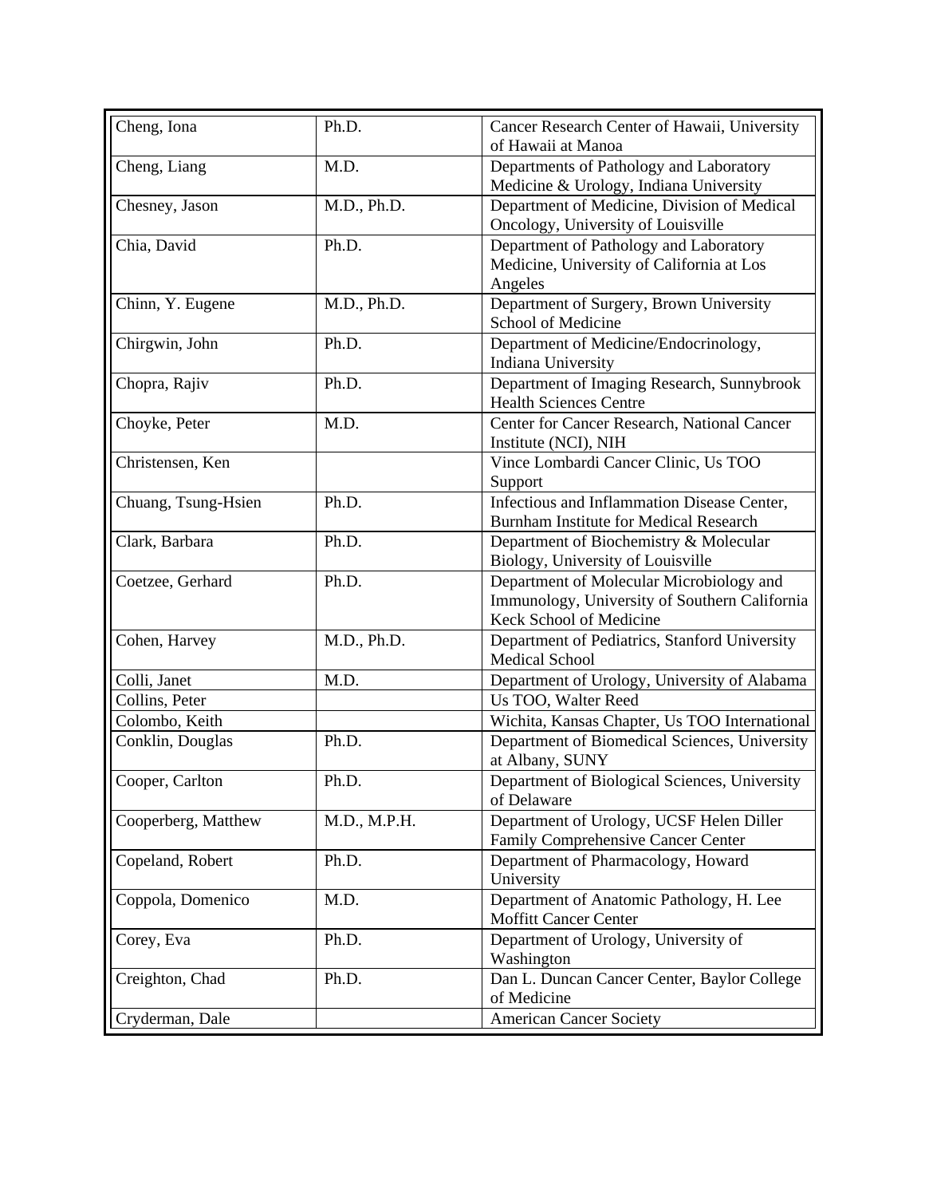| Cheng, Iona | Ph.D. | Cancer Research Center of Hawaii, University of Hawaii at Manoa |
|---|---|---|
| Cheng, Liang | M.D. | Departments of Pathology and Laboratory Medicine & Urology, Indiana University |
| Chesney, Jason | M.D., Ph.D. | Department of Medicine, Division of Medical Oncology, University of Louisville |
| Chia, David | Ph.D. | Department of Pathology and Laboratory Medicine, University of California at Los Angeles |
| Chinn, Y. Eugene | M.D., Ph.D. | Department of Surgery, Brown University School of Medicine |
| Chirgwin, John | Ph.D. | Department of Medicine/Endocrinology, Indiana University |
| Chopra, Rajiv | Ph.D. | Department of Imaging Research, Sunnybrook Health Sciences Centre |
| Choyke, Peter | M.D. | Center for Cancer Research, National Cancer Institute (NCI), NIH |
| Christensen, Ken | | Vince Lombardi Cancer Clinic, Us TOO Support |
| Chuang, Tsung-Hsien | Ph.D. | Infectious and Inflammation Disease Center, Burnham Institute for Medical Research |
| Clark, Barbara | Ph.D. | Department of Biochemistry & Molecular Biology, University of Louisville |
| Coetzee, Gerhard | Ph.D. | Department of Molecular Microbiology and Immunology, University of Southern California Keck School of Medicine |
| Cohen, Harvey | M.D., Ph.D. | Department of Pediatrics, Stanford University Medical School |
| Colli, Janet | M.D. | Department of Urology, University of Alabama |
| Collins, Peter | | Us TOO, Walter Reed |
| Colombo, Keith | | Wichita, Kansas Chapter, Us TOO International |
| Conklin, Douglas | Ph.D. | Department of Biomedical Sciences, University at Albany, SUNY |
| Cooper, Carlton | Ph.D. | Department of Biological Sciences, University of Delaware |
| Cooperberg, Matthew | M.D., M.P.H. | Department of Urology, UCSF Helen Diller Family Comprehensive Cancer Center |
| Copeland, Robert | Ph.D. | Department of Pharmacology, Howard University |
| Coppola, Domenico | M.D. | Department of Anatomic Pathology, H. Lee Moffitt Cancer Center |
| Corey, Eva | Ph.D. | Department of Urology, University of Washington |
| Creighton, Chad | Ph.D. | Dan L. Duncan Cancer Center, Baylor College of Medicine |
| Cryderman, Dale | | American Cancer Society |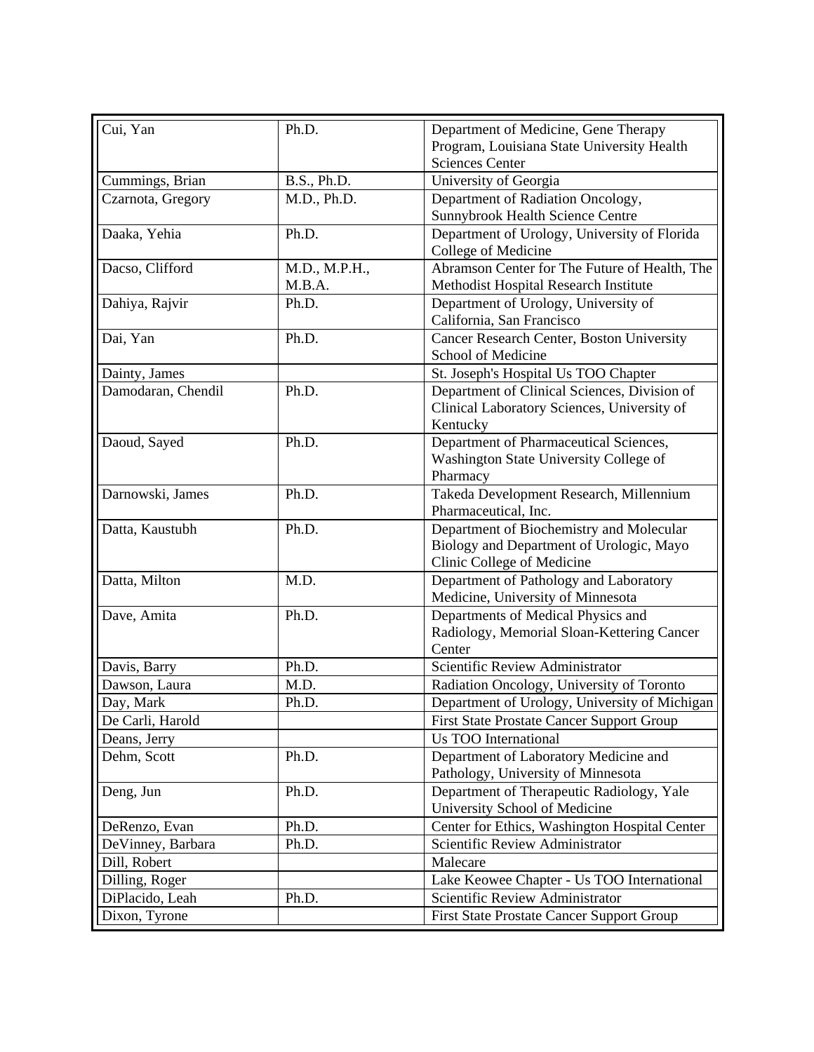| Cui, Yan | Ph.D. | Department of Medicine, Gene Therapy Program, Louisiana State University Health Sciences Center |
|---|---|---|
| Cummings, Brian | B.S., Ph.D. | University of Georgia |
| Czarnota, Gregory | M.D., Ph.D. | Department of Radiation Oncology, Sunnybrook Health Science Centre |
| Daaka, Yehia | Ph.D. | Department of Urology, University of Florida College of Medicine |
| Dacso, Clifford | M.D., M.P.H., M.B.A. | Abramson Center for The Future of Health, The Methodist Hospital Research Institute |
| Dahiya, Rajvir | Ph.D. | Department of Urology, University of California, San Francisco |
| Dai, Yan | Ph.D. | Cancer Research Center, Boston University School of Medicine |
| Dainty, James | | St. Joseph's Hospital Us TOO Chapter |
| Damodaran, Chendil | Ph.D. | Department of Clinical Sciences, Division of Clinical Laboratory Sciences, University of Kentucky |
| Daoud, Sayed | Ph.D. | Department of Pharmaceutical Sciences, Washington State University College of Pharmacy |
| Darnowski, James | Ph.D. | Takeda Development Research, Millennium Pharmaceutical, Inc. |
| Datta, Kaustubh | Ph.D. | Department of Biochemistry and Molecular Biology and Department of Urologic, Mayo Clinic College of Medicine |
| Datta, Milton | M.D. | Department of Pathology and Laboratory Medicine, University of Minnesota |
| Dave, Amita | Ph.D. | Departments of Medical Physics and Radiology, Memorial Sloan-Kettering Cancer Center |
| Davis, Barry | Ph.D. | Scientific Review Administrator |
| Dawson, Laura | M.D. | Radiation Oncology, University of Toronto |
| Day, Mark | Ph.D. | Department of Urology, University of Michigan |
| De Carli, Harold | | First State Prostate Cancer Support Group |
| Deans, Jerry | | Us TOO International |
| Dehm, Scott | Ph.D. | Department of Laboratory Medicine and Pathology, University of Minnesota |
| Deng, Jun | Ph.D. | Department of Therapeutic Radiology, Yale University School of Medicine |
| DeRenzo, Evan | Ph.D. | Center for Ethics, Washington Hospital Center |
| DeVinney, Barbara | Ph.D. | Scientific Review Administrator |
| Dill, Robert | | Malecare |
| Dilling, Roger | | Lake Keowee Chapter - Us TOO International |
| DiPlacido, Leah | Ph.D. | Scientific Review Administrator |
| Dixon, Tyrone | | First State Prostate Cancer Support Group |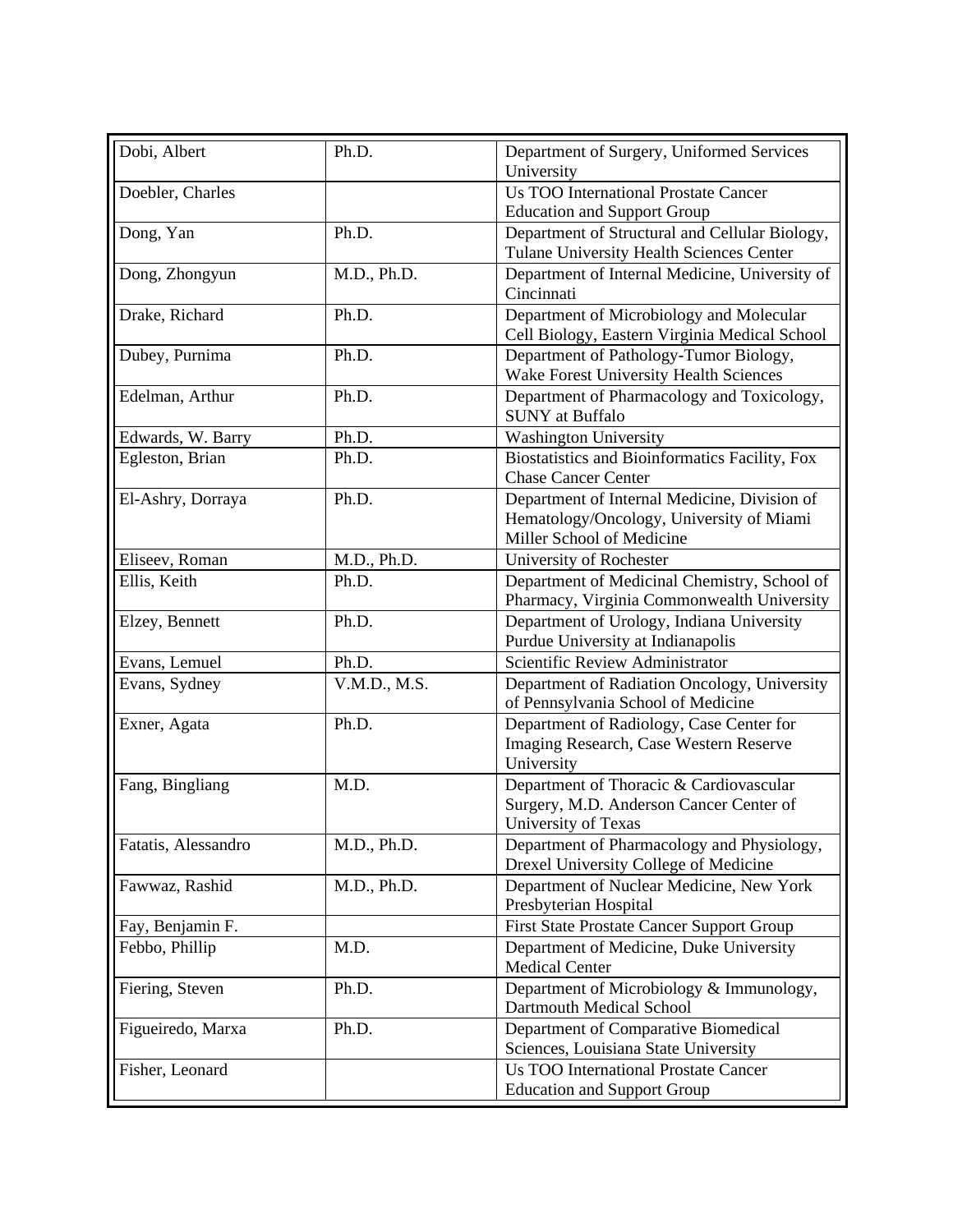| Dobi, Albert | Ph.D. | Department of Surgery, Uniformed Services University |
|---|---|---|
| Doebler, Charles | | Us TOO International Prostate Cancer Education and Support Group |
| Dong, Yan | Ph.D. | Department of Structural and Cellular Biology, Tulane University Health Sciences Center |
| Dong, Zhongyun | M.D., Ph.D. | Department of Internal Medicine, University of Cincinnati |
| Drake, Richard | Ph.D. | Department of Microbiology and Molecular Cell Biology, Eastern Virginia Medical School |
| Dubey, Purnima | Ph.D. | Department of Pathology-Tumor Biology, Wake Forest University Health Sciences |
| Edelman, Arthur | Ph.D. | Department of Pharmacology and Toxicology, SUNY at Buffalo |
| Edwards, W. Barry | Ph.D. | Washington University |
| Egleston, Brian | Ph.D. | Biostatistics and Bioinformatics Facility, Fox Chase Cancer Center |
| El-Ashry, Dorraya | Ph.D. | Department of Internal Medicine, Division of Hematology/Oncology, University of Miami Miller School of Medicine |
| Eliseev, Roman | M.D., Ph.D. | University of Rochester |
| Ellis, Keith | Ph.D. | Department of Medicinal Chemistry, School of Pharmacy, Virginia Commonwealth University |
| Elzey, Bennett | Ph.D. | Department of Urology, Indiana University Purdue University at Indianapolis |
| Evans, Lemuel | Ph.D. | Scientific Review Administrator |
| Evans, Sydney | V.M.D., M.S. | Department of Radiation Oncology, University of Pennsylvania School of Medicine |
| Exner, Agata | Ph.D. | Department of Radiology, Case Center for Imaging Research, Case Western Reserve University |
| Fang, Bingliang | M.D. | Department of Thoracic & Cardiovascular Surgery, M.D. Anderson Cancer Center of University of Texas |
| Fatatis, Alessandro | M.D., Ph.D. | Department of Pharmacology and Physiology, Drexel University College of Medicine |
| Fawwaz, Rashid | M.D., Ph.D. | Department of Nuclear Medicine, New York Presbyterian Hospital |
| Fay, Benjamin F. | | First State Prostate Cancer Support Group |
| Febbo, Phillip | M.D. | Department of Medicine, Duke University Medical Center |
| Fiering, Steven | Ph.D. | Department of Microbiology & Immunology, Dartmouth Medical School |
| Figueiredo, Marxa | Ph.D. | Department of Comparative Biomedical Sciences, Louisiana State University |
| Fisher, Leonard | | Us TOO International Prostate Cancer Education and Support Group |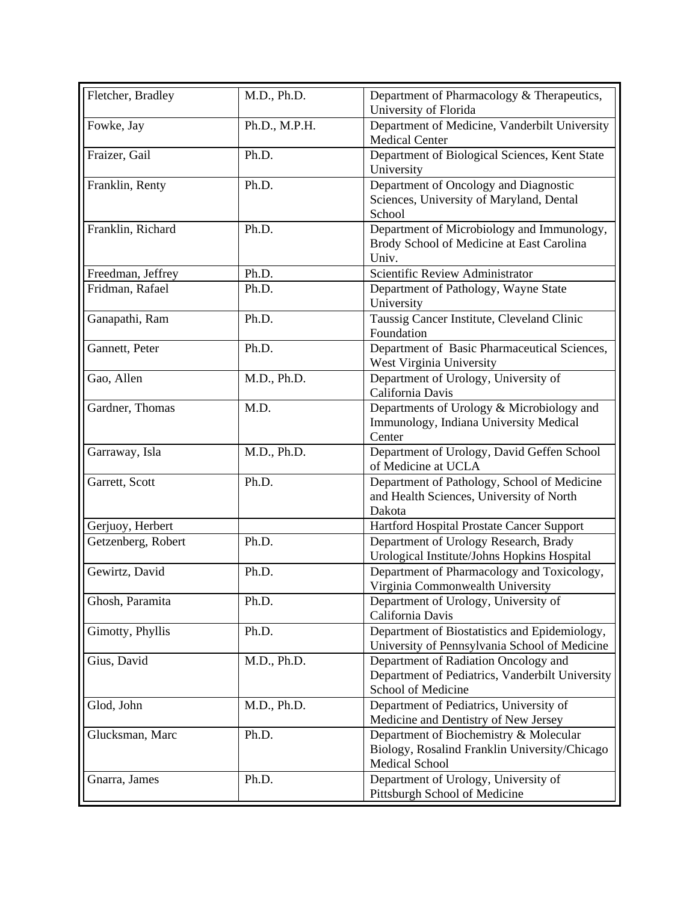| Fletcher, Bradley | M.D., Ph.D. | Department of Pharmacology & Therapeutics, University of Florida |
|---|---|---|
| Fowke, Jay | Ph.D., M.P.H. | Department of Medicine, Vanderbilt University Medical Center |
| Fraizer, Gail | Ph.D. | Department of Biological Sciences, Kent State University |
| Franklin, Renty | Ph.D. | Department of Oncology and Diagnostic Sciences, University of Maryland, Dental School |
| Franklin, Richard | Ph.D. | Department of Microbiology and Immunology, Brody School of Medicine at East Carolina Univ. |
| Freedman, Jeffrey | Ph.D. | Scientific Review Administrator |
| Fridman, Rafael | Ph.D. | Department of Pathology, Wayne State University |
| Ganapathi, Ram | Ph.D. | Taussig Cancer Institute, Cleveland Clinic Foundation |
| Gannett, Peter | Ph.D. | Department of Basic Pharmaceutical Sciences, West Virginia University |
| Gao, Allen | M.D., Ph.D. | Department of Urology, University of California Davis |
| Gardner, Thomas | M.D. | Departments of Urology & Microbiology and Immunology, Indiana University Medical Center |
| Garraway, Isla | M.D., Ph.D. | Department of Urology, David Geffen School of Medicine at UCLA |
| Garrett, Scott | Ph.D. | Department of Pathology, School of Medicine and Health Sciences, University of North Dakota |
| Gerjuoy, Herbert | | Hartford Hospital Prostate Cancer Support |
| Getzenberg, Robert | Ph.D. | Department of Urology Research, Brady Urological Institute/Johns Hopkins Hospital |
| Gewirtz, David | Ph.D. | Department of Pharmacology and Toxicology, Virginia Commonwealth University |
| Ghosh, Paramita | Ph.D. | Department of Urology, University of California Davis |
| Gimotty, Phyllis | Ph.D. | Department of Biostatistics and Epidemiology, University of Pennsylvania School of Medicine |
| Gius, David | M.D., Ph.D. | Department of Radiation Oncology and Department of Pediatrics, Vanderbilt University School of Medicine |
| Glod, John | M.D., Ph.D. | Department of Pediatrics, University of Medicine and Dentistry of New Jersey |
| Glucksman, Marc | Ph.D. | Department of Biochemistry & Molecular Biology, Rosalind Franklin University/Chicago Medical School |
| Gnarra, James | Ph.D. | Department of Urology, University of Pittsburgh School of Medicine |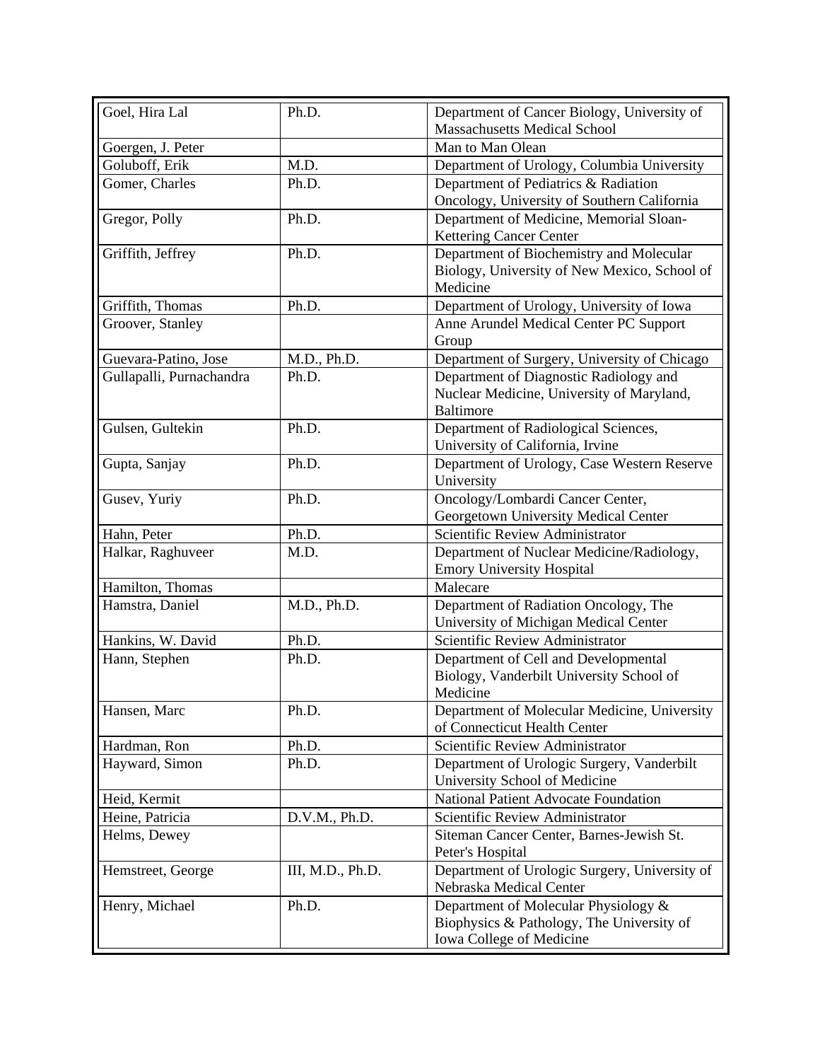| Goel, Hira Lal | Ph.D. | Department of Cancer Biology, University of Massachusetts Medical School |
|---|---|---|
| Goergen, J. Peter | | Man to Man Olean |
| Goluboff, Erik | M.D. | Department of Urology, Columbia University |
| Gomer, Charles | Ph.D. | Department of Pediatrics & Radiation Oncology, University of Southern California |
| Gregor, Polly | Ph.D. | Department of Medicine, Memorial Sloan-Kettering Cancer Center |
| Griffith, Jeffrey | Ph.D. | Department of Biochemistry and Molecular Biology, University of New Mexico, School of Medicine |
| Griffith, Thomas | Ph.D. | Department of Urology, University of Iowa |
| Groover, Stanley | | Anne Arundel Medical Center PC Support Group |
| Guevara-Patino, Jose | M.D., Ph.D. | Department of Surgery, University of Chicago |
| Gullapalli, Purnachandra | Ph.D. | Department of Diagnostic Radiology and Nuclear Medicine, University of Maryland, Baltimore |
| Gulsen, Gultekin | Ph.D. | Department of Radiological Sciences, University of California, Irvine |
| Gupta, Sanjay | Ph.D. | Department of Urology, Case Western Reserve University |
| Gusev, Yuriy | Ph.D. | Oncology/Lombardi Cancer Center, Georgetown University Medical Center |
| Hahn, Peter | Ph.D. | Scientific Review Administrator |
| Halkar, Raghuveer | M.D. | Department of Nuclear Medicine/Radiology, Emory University Hospital |
| Hamilton, Thomas | | Malecare |
| Hamstra, Daniel | M.D., Ph.D. | Department of Radiation Oncology, The University of Michigan Medical Center |
| Hankins, W. David | Ph.D. | Scientific Review Administrator |
| Hann, Stephen | Ph.D. | Department of Cell and Developmental Biology, Vanderbilt University School of Medicine |
| Hansen, Marc | Ph.D. | Department of Molecular Medicine, University of Connecticut Health Center |
| Hardman, Ron | Ph.D. | Scientific Review Administrator |
| Hayward, Simon | Ph.D. | Department of Urologic Surgery, Vanderbilt University School of Medicine |
| Heid, Kermit | | National Patient Advocate Foundation |
| Heine, Patricia | D.V.M., Ph.D. | Scientific Review Administrator |
| Helms, Dewey | | Siteman Cancer Center, Barnes-Jewish St. Peter's Hospital |
| Hemstreet, George | III, M.D., Ph.D. | Department of Urologic Surgery, University of Nebraska Medical Center |
| Henry, Michael | Ph.D. | Department of Molecular Physiology & Biophysics & Pathology, The University of Iowa College of Medicine |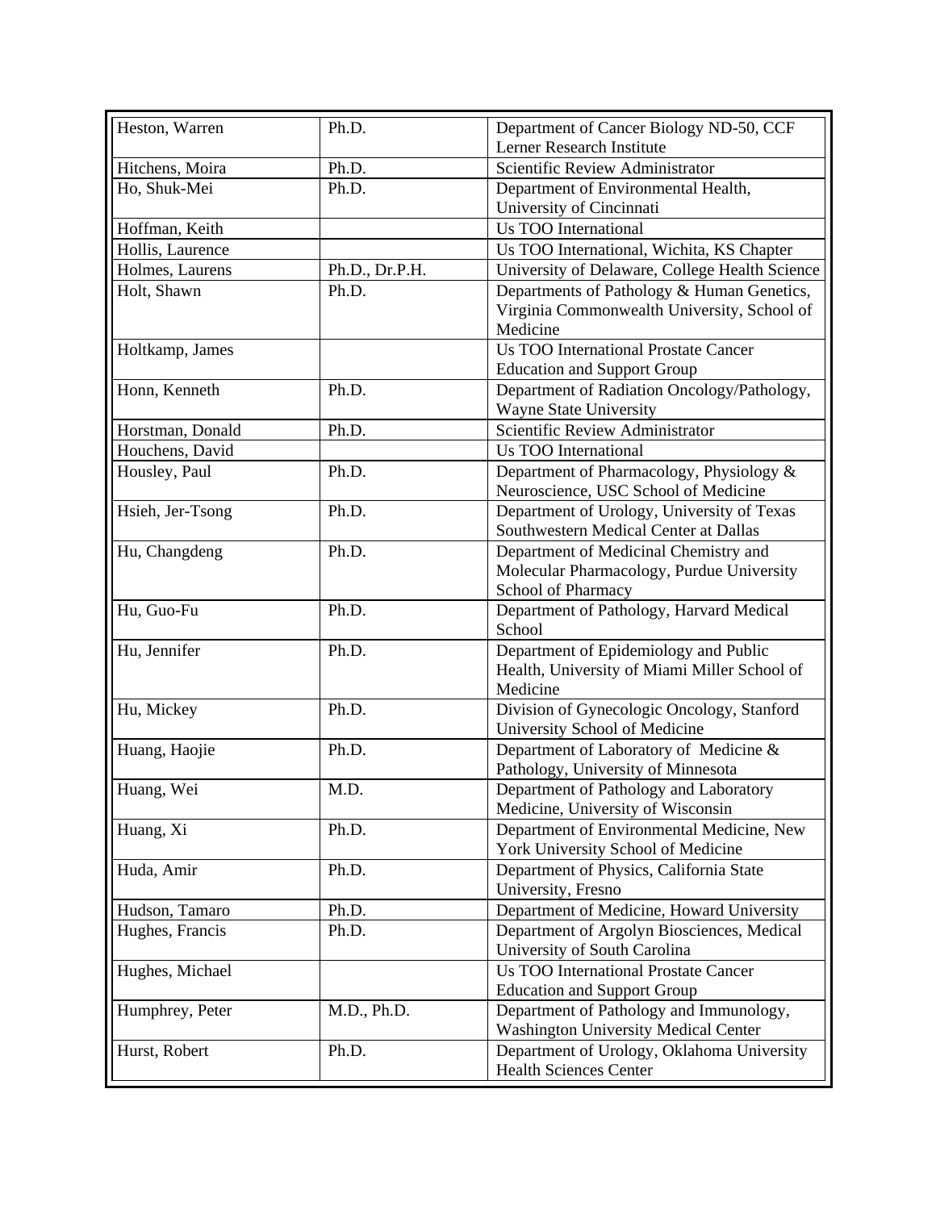| Heston, Warren | Ph.D. | Department of Cancer Biology ND-50, CCF Lerner Research Institute |
|---|---|---|
| Hitchens, Moira | Ph.D. | Scientific Review Administrator |
| Ho, Shuk-Mei | Ph.D. | Department of Environmental Health, University of Cincinnati |
| Hoffman, Keith | | Us TOO International |
| Hollis, Laurence | | Us TOO International, Wichita, KS Chapter |
| Holmes, Laurens | Ph.D., Dr.P.H. | University of Delaware, College Health Science |
| Holt, Shawn | Ph.D. | Departments of Pathology & Human Genetics, Virginia Commonwealth University, School of Medicine |
| Holtkamp, James | | Us TOO International Prostate Cancer Education and Support Group |
| Honn, Kenneth | Ph.D. | Department of Radiation Oncology/Pathology, Wayne State University |
| Horstman, Donald | Ph.D. | Scientific Review Administrator |
| Houchens, David | | Us TOO International |
| Housley, Paul | Ph.D. | Department of Pharmacology, Physiology & Neuroscience, USC School of Medicine |
| Hsieh, Jer-Tsong | Ph.D. | Department of Urology, University of Texas Southwestern Medical Center at Dallas |
| Hu, Changdeng | Ph.D. | Department of Medicinal Chemistry and Molecular Pharmacology, Purdue University School of Pharmacy |
| Hu, Guo-Fu | Ph.D. | Department of Pathology, Harvard Medical School |
| Hu, Jennifer | Ph.D. | Department of Epidemiology and Public Health, University of Miami Miller School of Medicine |
| Hu, Mickey | Ph.D. | Division of Gynecologic Oncology, Stanford University School of Medicine |
| Huang, Haojie | Ph.D. | Department of Laboratory of Medicine & Pathology, University of Minnesota |
| Huang, Wei | M.D. | Department of Pathology and Laboratory Medicine, University of Wisconsin |
| Huang, Xi | Ph.D. | Department of Environmental Medicine, New York University School of Medicine |
| Huda, Amir | Ph.D. | Department of Physics, California State University, Fresno |
| Hudson, Tamaro | Ph.D. | Department of Medicine, Howard University |
| Hughes, Francis | Ph.D. | Department of Argolyn Biosciences, Medical University of South Carolina |
| Hughes, Michael | | Us TOO International Prostate Cancer Education and Support Group |
| Humphrey, Peter | M.D., Ph.D. | Department of Pathology and Immunology, Washington University Medical Center |
| Hurst, Robert | Ph.D. | Department of Urology, Oklahoma University Health Sciences Center |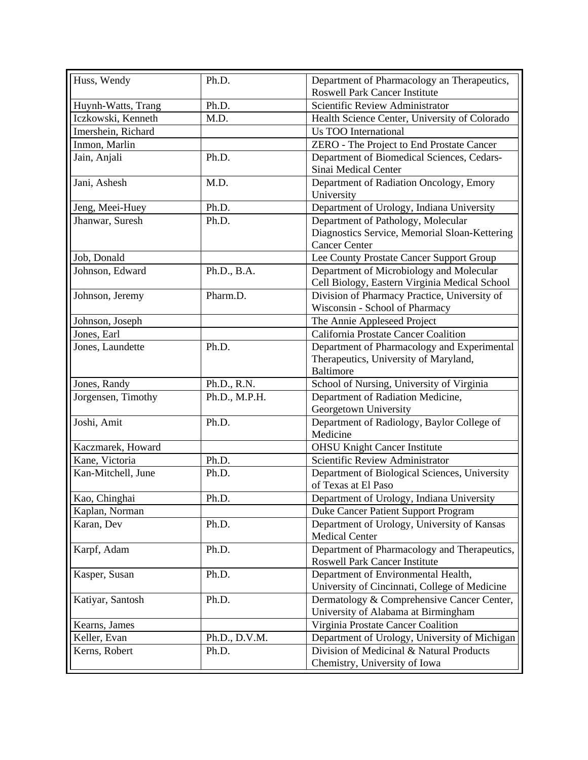| Huss, Wendy | Ph.D. | Department of Pharmacology an Therapeutics, Roswell Park Cancer Institute |
|---|---|---|
| Huynh-Watts, Trang | Ph.D. | Scientific Review Administrator |
| Iczkowski, Kenneth | M.D. | Health Science Center, University of Colorado |
| Imershein, Richard | | Us TOO International |
| Inmon, Marlin | | ZERO - The Project to End Prostate Cancer |
| Jain, Anjali | Ph.D. | Department of Biomedical Sciences, Cedars-Sinai Medical Center |
| Jani, Ashesh | M.D. | Department of Radiation Oncology, Emory University |
| Jeng, Meei-Huey | Ph.D. | Department of Urology, Indiana University |
| Jhanwar, Suresh | Ph.D. | Department of Pathology, Molecular Diagnostics Service, Memorial Sloan-Kettering Cancer Center |
| Job, Donald | | Lee County Prostate Cancer Support Group |
| Johnson, Edward | Ph.D., B.A. | Department of Microbiology and Molecular Cell Biology, Eastern Virginia Medical School |
| Johnson, Jeremy | Pharm.D. | Division of Pharmacy Practice, University of Wisconsin - School of Pharmacy |
| Johnson, Joseph | | The Annie Appleseed Project |
| Jones, Earl | | California Prostate Cancer Coalition |
| Jones, Laundette | Ph.D. | Department of Pharmacology and Experimental Therapeutics, University of Maryland, Baltimore |
| Jones, Randy | Ph.D., R.N. | School of Nursing, University of Virginia |
| Jorgensen, Timothy | Ph.D., M.P.H. | Department of Radiation Medicine, Georgetown University |
| Joshi, Amit | Ph.D. | Department of Radiology, Baylor College of Medicine |
| Kaczmarek, Howard | | OHSU Knight Cancer Institute |
| Kane, Victoria | Ph.D. | Scientific Review Administrator |
| Kan-Mitchell, June | Ph.D. | Department of Biological Sciences, University of Texas at El Paso |
| Kao, Chinghai | Ph.D. | Department of Urology, Indiana University |
| Kaplan, Norman | | Duke Cancer Patient Support Program |
| Karan, Dev | Ph.D. | Department of Urology, University of Kansas Medical Center |
| Karpf, Adam | Ph.D. | Department of Pharmacology and Therapeutics, Roswell Park Cancer Institute |
| Kasper, Susan | Ph.D. | Department of Environmental Health, University of Cincinnati, College of Medicine |
| Katiyar, Santosh | Ph.D. | Dermatology & Comprehensive Cancer Center, University of Alabama at Birmingham |
| Kearns, James | | Virginia Prostate Cancer Coalition |
| Keller, Evan | Ph.D., D.V.M. | Department of Urology, University of Michigan |
| Kerns, Robert | Ph.D. | Division of Medicinal & Natural Products Chemistry, University of Iowa |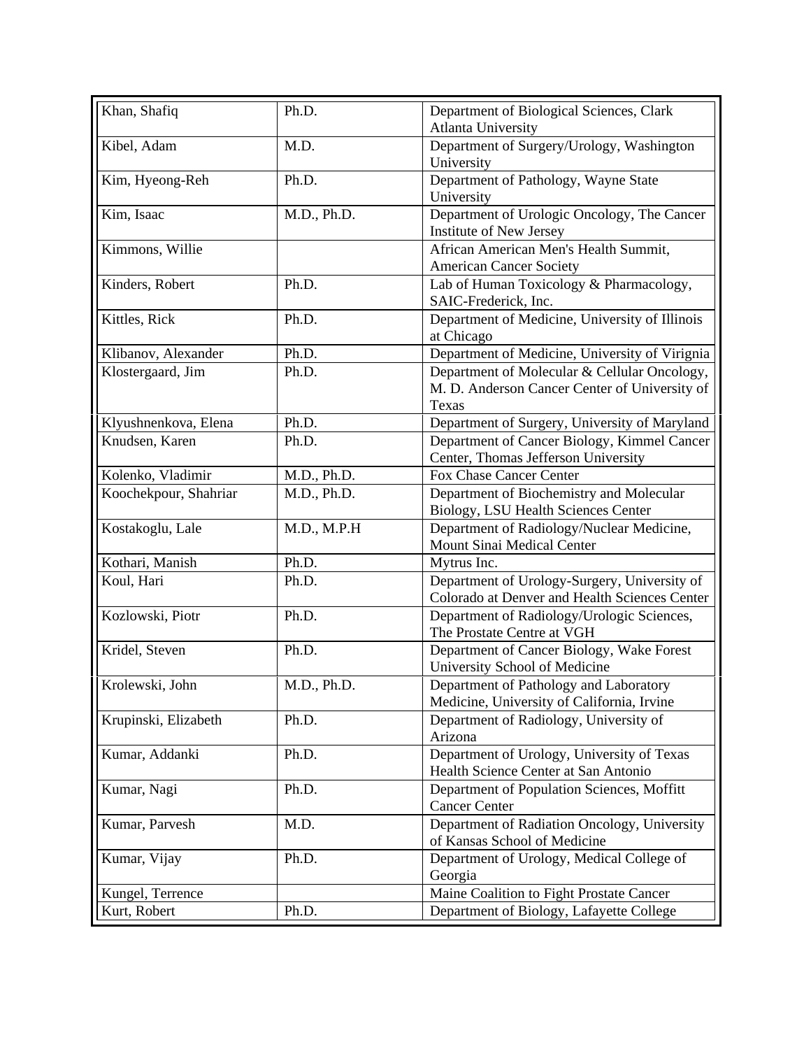| Khan, Shafiq | Ph.D. | Department of Biological Sciences, Clark Atlanta University |
|---|---|---|
| Kibel, Adam | M.D. | Department of Surgery/Urology, Washington University |
| Kim, Hyeong-Reh | Ph.D. | Department of Pathology, Wayne State University |
| Kim, Isaac | M.D., Ph.D. | Department of Urologic Oncology, The Cancer Institute of New Jersey |
| Kimmons, Willie | | African American Men's Health Summit, American Cancer Society |
| Kinders, Robert | Ph.D. | Lab of Human Toxicology & Pharmacology, SAIC-Frederick, Inc. |
| Kittles, Rick | Ph.D. | Department of Medicine, University of Illinois at Chicago |
| Klibanov, Alexander | Ph.D. | Department of Medicine, University of Virignia |
| Klostergaard, Jim | Ph.D. | Department of Molecular & Cellular Oncology, M. D. Anderson Cancer Center of University of Texas |
| Klyushnenkova, Elena | Ph.D. | Department of Surgery, University of Maryland |
| Knudsen, Karen | Ph.D. | Department of Cancer Biology, Kimmel Cancer Center, Thomas Jefferson University |
| Kolenko, Vladimir | M.D., Ph.D. | Fox Chase Cancer Center |
| Koochekpour, Shahriar | M.D., Ph.D. | Department of Biochemistry and Molecular Biology, LSU Health Sciences Center |
| Kostakoglu, Lale | M.D., M.P.H | Department of Radiology/Nuclear Medicine, Mount Sinai Medical Center |
| Kothari, Manish | Ph.D. | Mytrus Inc. |
| Koul, Hari | Ph.D. | Department of Urology-Surgery, University of Colorado at Denver and Health Sciences Center |
| Kozlowski, Piotr | Ph.D. | Department of Radiology/Urologic Sciences, The Prostate Centre at VGH |
| Kridel, Steven | Ph.D. | Department of Cancer Biology, Wake Forest University School of Medicine |
| Krolewski, John | M.D., Ph.D. | Department of Pathology and Laboratory Medicine, University of California, Irvine |
| Krupinski, Elizabeth | Ph.D. | Department of Radiology, University of Arizona |
| Kumar, Addanki | Ph.D. | Department of Urology, University of Texas Health Science Center at San Antonio |
| Kumar, Nagi | Ph.D. | Department of Population Sciences, Moffitt Cancer Center |
| Kumar, Parvesh | M.D. | Department of Radiation Oncology, University of Kansas School of Medicine |
| Kumar, Vijay | Ph.D. | Department of Urology, Medical College of Georgia |
| Kungel, Terrence | | Maine Coalition to Fight Prostate Cancer |
| Kurt, Robert | Ph.D. | Department of Biology, Lafayette College |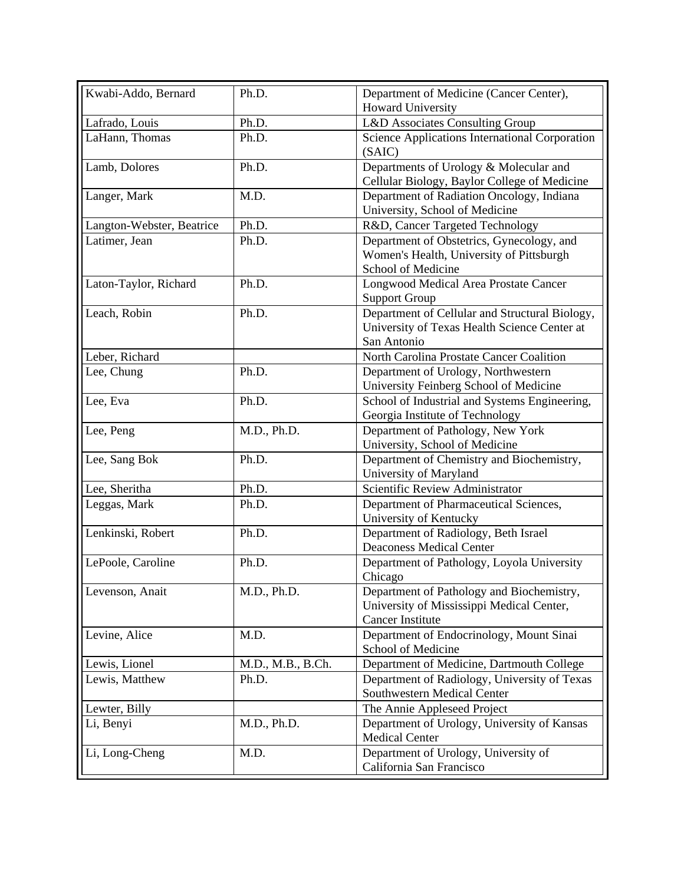| | | |
|---|---|---|
| Kwabi-Addo, Bernard | Ph.D. | Department of Medicine (Cancer Center), Howard University |
| Lafrado, Louis | Ph.D. | L&D Associates Consulting Group |
| LaHann, Thomas | Ph.D. | Science Applications International Corporation (SAIC) |
| Lamb, Dolores | Ph.D. | Departments of Urology & Molecular and Cellular Biology, Baylor College of Medicine |
| Langer, Mark | M.D. | Department of Radiation Oncology, Indiana University, School of Medicine |
| Langton-Webster, Beatrice | Ph.D. | R&D, Cancer Targeted Technology |
| Latimer, Jean | Ph.D. | Department of Obstetrics, Gynecology, and Women's Health, University of Pittsburgh School of Medicine |
| Laton-Taylor, Richard | Ph.D. | Longwood Medical Area Prostate Cancer Support Group |
| Leach, Robin | Ph.D. | Department of Cellular and Structural Biology, University of Texas Health Science Center at San Antonio |
| Leber, Richard | | North Carolina Prostate Cancer Coalition |
| Lee, Chung | Ph.D. | Department of Urology, Northwestern University Feinberg School of Medicine |
| Lee, Eva | Ph.D. | School of Industrial and Systems Engineering, Georgia Institute of Technology |
| Lee, Peng | M.D., Ph.D. | Department of Pathology, New York University, School of Medicine |
| Lee, Sang Bok | Ph.D. | Department of Chemistry and Biochemistry, University of Maryland |
| Lee, Sheritha | Ph.D. | Scientific Review Administrator |
| Leggas, Mark | Ph.D. | Department of Pharmaceutical Sciences, University of Kentucky |
| Lenkinski, Robert | Ph.D. | Department of Radiology, Beth Israel Deaconess Medical Center |
| LePoole, Caroline | Ph.D. | Department of Pathology, Loyola University Chicago |
| Levenson, Anait | M.D., Ph.D. | Department of Pathology and Biochemistry, University of Mississippi Medical Center, Cancer Institute |
| Levine, Alice | M.D. | Department of Endocrinology, Mount Sinai School of Medicine |
| Lewis, Lionel | M.D., M.B., B.Ch. | Department of Medicine, Dartmouth College |
| Lewis, Matthew | Ph.D. | Department of Radiology, University of Texas Southwestern Medical Center |
| Lewter, Billy | | The Annie Appleseed Project |
| Li, Benyi | M.D., Ph.D. | Department of Urology, University of Kansas Medical Center |
| Li, Long-Cheng | M.D. | Department of Urology, University of California San Francisco |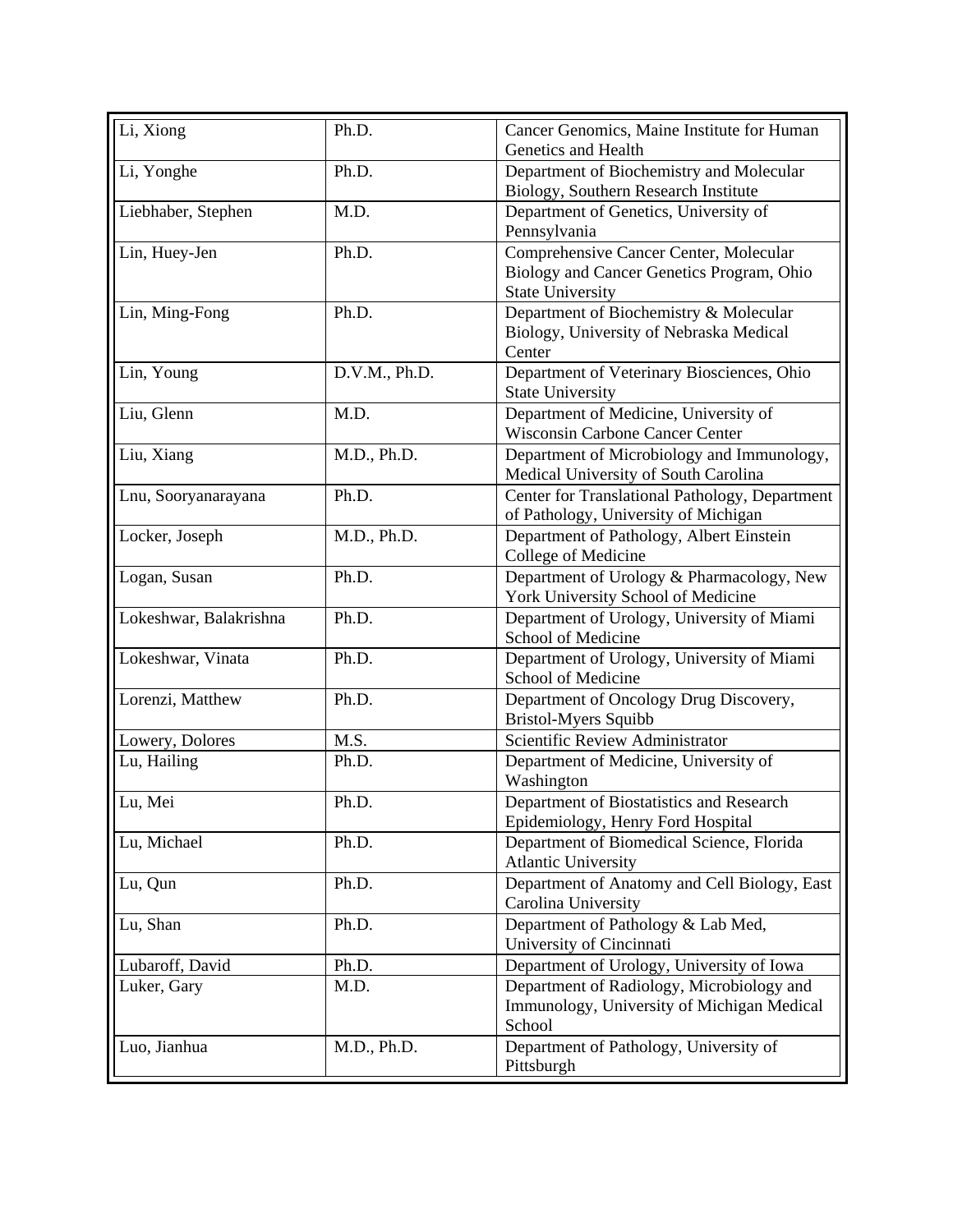| Li, Xiong | Ph.D. | Cancer Genomics, Maine Institute for Human Genetics and Health |
|---|---|---|
| Li, Yonghe | Ph.D. | Department of Biochemistry and Molecular Biology, Southern Research Institute |
| Liebhaber, Stephen | M.D. | Department of Genetics, University of Pennsylvania |
| Lin, Huey-Jen | Ph.D. | Comprehensive Cancer Center, Molecular Biology and Cancer Genetics Program, Ohio State University |
| Lin, Ming-Fong | Ph.D. | Department of Biochemistry & Molecular Biology, University of Nebraska Medical Center |
| Lin, Young | D.V.M., Ph.D. | Department of Veterinary Biosciences, Ohio State University |
| Liu, Glenn | M.D. | Department of Medicine, University of Wisconsin Carbone Cancer Center |
| Liu, Xiang | M.D., Ph.D. | Department of Microbiology and Immunology, Medical University of South Carolina |
| Lnu, Sooryanarayana | Ph.D. | Center for Translational Pathology, Department of Pathology, University of Michigan |
| Locker, Joseph | M.D., Ph.D. | Department of Pathology, Albert Einstein College of Medicine |
| Logan, Susan | Ph.D. | Department of Urology & Pharmacology, New York University School of Medicine |
| Lokeshwar, Balakrishna | Ph.D. | Department of Urology, University of Miami School of Medicine |
| Lokeshwar, Vinata | Ph.D. | Department of Urology, University of Miami School of Medicine |
| Lorenzi, Matthew | Ph.D. | Department of Oncology Drug Discovery, Bristol-Myers Squibb |
| Lowery, Dolores | M.S. | Scientific Review Administrator |
| Lu, Hailing | Ph.D. | Department of Medicine, University of Washington |
| Lu, Mei | Ph.D. | Department of Biostatistics and Research Epidemiology, Henry Ford Hospital |
| Lu, Michael | Ph.D. | Department of Biomedical Science, Florida Atlantic University |
| Lu, Qun | Ph.D. | Department of Anatomy and Cell Biology, East Carolina University |
| Lu, Shan | Ph.D. | Department of Pathology & Lab Med, University of Cincinnati |
| Lubaroff, David | Ph.D. | Department of Urology, University of Iowa |
| Luker, Gary | M.D. | Department of Radiology, Microbiology and Immunology, University of Michigan Medical School |
| Luo, Jianhua | M.D., Ph.D. | Department of Pathology, University of Pittsburgh |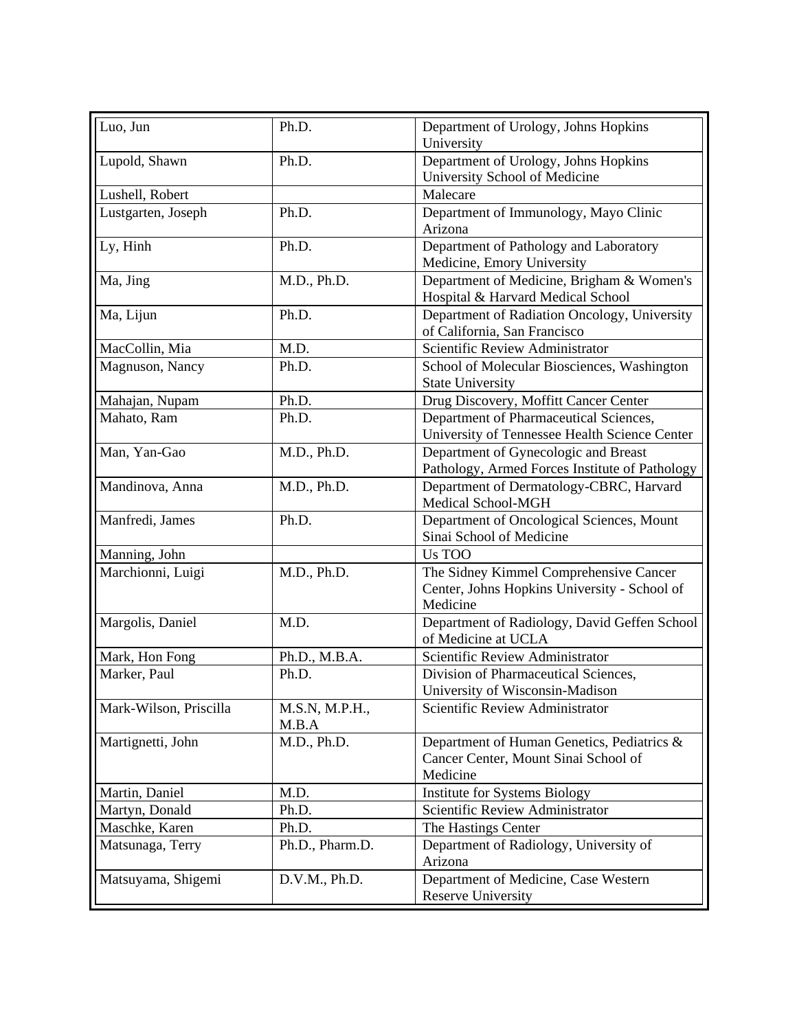| | | |
|---|---|---|
| Luo, Jun | Ph.D. | Department of Urology, Johns Hopkins University |
| Lupold, Shawn | Ph.D. | Department of Urology, Johns Hopkins University School of Medicine |
| Lushell, Robert | | Malecare |
| Lustgarten, Joseph | Ph.D. | Department of Immunology, Mayo Clinic Arizona |
| Ly, Hinh | Ph.D. | Department of Pathology and Laboratory Medicine, Emory University |
| Ma, Jing | M.D., Ph.D. | Department of Medicine, Brigham & Women's Hospital & Harvard Medical School |
| Ma, Lijun | Ph.D. | Department of Radiation Oncology, University of California, San Francisco |
| MacCollin, Mia | M.D. | Scientific Review Administrator |
| Magnuson, Nancy | Ph.D. | School of Molecular Biosciences, Washington State University |
| Mahajan, Nupam | Ph.D. | Drug Discovery, Moffitt Cancer Center |
| Mahato, Ram | Ph.D. | Department of Pharmaceutical Sciences, University of Tennessee Health Science Center |
| Man, Yan-Gao | M.D., Ph.D. | Department of Gynecologic and Breast Pathology, Armed Forces Institute of Pathology |
| Mandinova, Anna | M.D., Ph.D. | Department of Dermatology-CBRC, Harvard Medical School-MGH |
| Manfredi, James | Ph.D. | Department of Oncological Sciences, Mount Sinai School of Medicine |
| Manning, John | | Us TOO |
| Marchionni, Luigi | M.D., Ph.D. | The Sidney Kimmel Comprehensive Cancer Center, Johns Hopkins University - School of Medicine |
| Margolis, Daniel | M.D. | Department of Radiology, David Geffen School of Medicine at UCLA |
| Mark, Hon Fong | Ph.D., M.B.A. | Scientific Review Administrator |
| Marker, Paul | Ph.D. | Division of Pharmaceutical Sciences, University of Wisconsin-Madison |
| Mark-Wilson, Priscilla | M.S.N, M.P.H., M.B.A | Scientific Review Administrator |
| Martignetti, John | M.D., Ph.D. | Department of Human Genetics, Pediatrics & Cancer Center, Mount Sinai School of Medicine |
| Martin, Daniel | M.D. | Institute for Systems Biology |
| Martyn, Donald | Ph.D. | Scientific Review Administrator |
| Maschke, Karen | Ph.D. | The Hastings Center |
| Matsunaga, Terry | Ph.D., Pharm.D. | Department of Radiology, University of Arizona |
| Matsuyama, Shigemi | D.V.M., Ph.D. | Department of Medicine, Case Western Reserve University |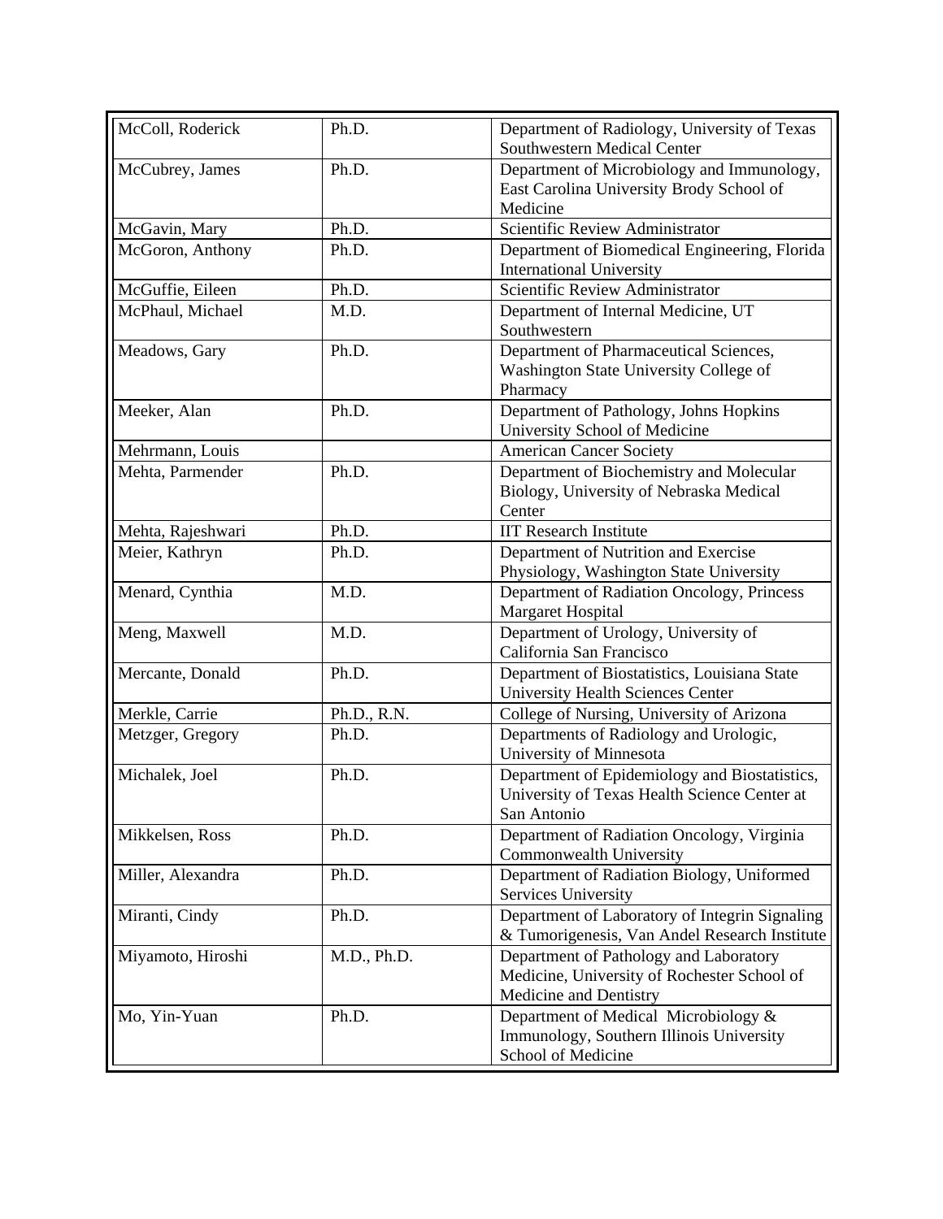| McColl, Roderick | Ph.D. | Department of Radiology, University of Texas Southwestern Medical Center |
|---|---|---|
| McCubrey, James | Ph.D. | Department of Microbiology and Immunology, East Carolina University Brody School of Medicine |
| McGavin, Mary | Ph.D. | Scientific Review Administrator |
| McGoron, Anthony | Ph.D. | Department of Biomedical Engineering, Florida International University |
| McGuffie, Eileen | Ph.D. | Scientific Review Administrator |
| McPhaul, Michael | M.D. | Department of Internal Medicine, UT Southwestern |
| Meadows, Gary | Ph.D. | Department of Pharmaceutical Sciences, Washington State University College of Pharmacy |
| Meeker, Alan | Ph.D. | Department of Pathology, Johns Hopkins University School of Medicine |
| Mehrmann, Louis | | American Cancer Society |
| Mehta, Parmender | Ph.D. | Department of Biochemistry and Molecular Biology, University of Nebraska Medical Center |
| Mehta, Rajeshwari | Ph.D. | IIT Research Institute |
| Meier, Kathryn | Ph.D. | Department of Nutrition and Exercise Physiology, Washington State University |
| Menard, Cynthia | M.D. | Department of Radiation Oncology, Princess Margaret Hospital |
| Meng, Maxwell | M.D. | Department of Urology, University of California San Francisco |
| Mercante, Donald | Ph.D. | Department of Biostatistics, Louisiana State University Health Sciences Center |
| Merkle, Carrie | Ph.D., R.N. | College of Nursing, University of Arizona |
| Metzger, Gregory | Ph.D. | Departments of Radiology and Urologic, University of Minnesota |
| Michalek, Joel | Ph.D. | Department of Epidemiology and Biostatistics, University of Texas Health Science Center at San Antonio |
| Mikkelsen, Ross | Ph.D. | Department of Radiation Oncology, Virginia Commonwealth University |
| Miller, Alexandra | Ph.D. | Department of Radiation Biology, Uniformed Services University |
| Miranti, Cindy | Ph.D. | Department of Laboratory of Integrin Signaling & Tumorigenesis, Van Andel Research Institute |
| Miyamoto, Hiroshi | M.D., Ph.D. | Department of Pathology and Laboratory Medicine, University of Rochester School of Medicine and Dentistry |
| Mo, Yin-Yuan | Ph.D. | Department of Medical Microbiology & Immunology, Southern Illinois University School of Medicine |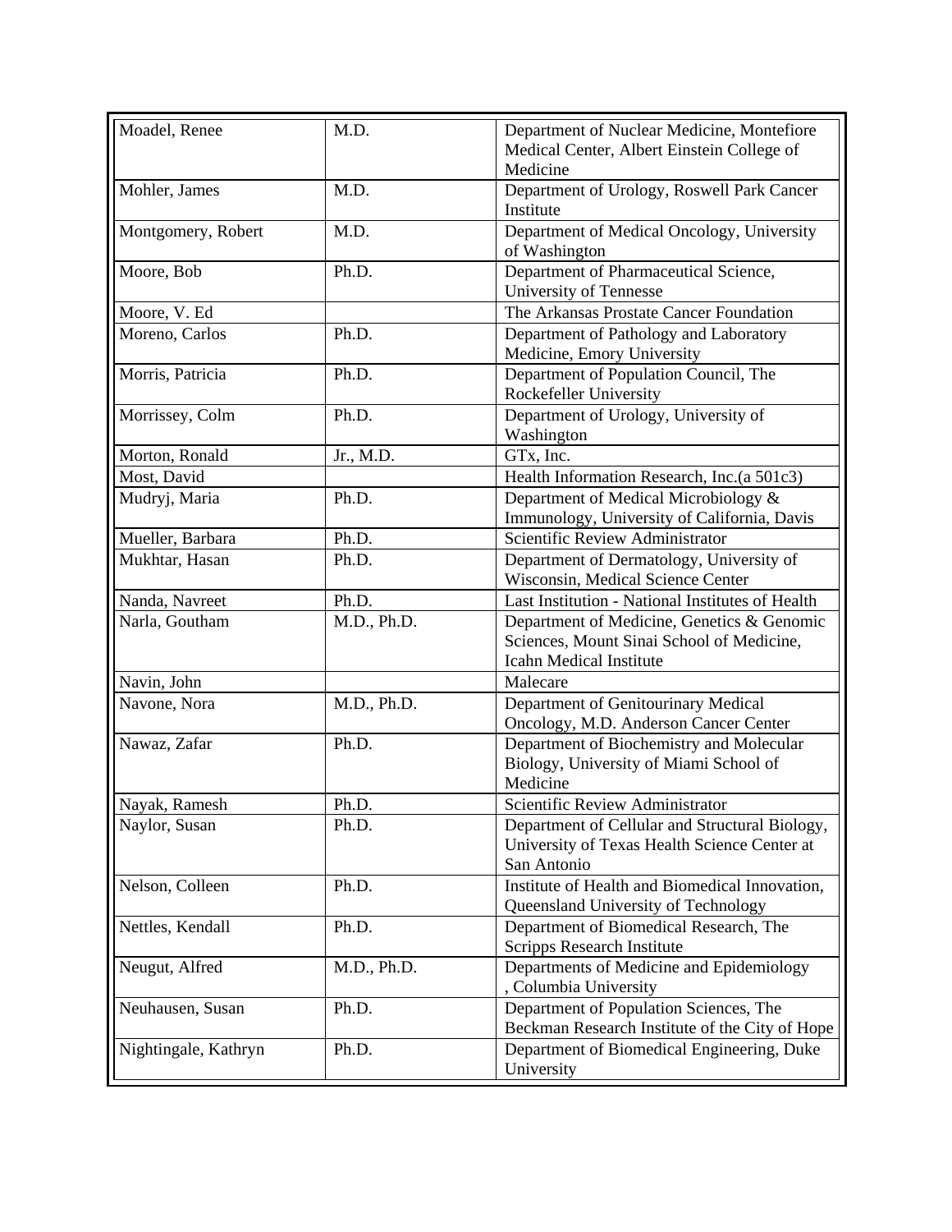| | | |
|---|---|---|
| Moadel, Renee | M.D. | Department of Nuclear Medicine, Montefiore Medical Center, Albert Einstein College of Medicine |
| Mohler, James | M.D. | Department of Urology, Roswell Park Cancer Institute |
| Montgomery, Robert | M.D. | Department of Medical Oncology, University of Washington |
| Moore, Bob | Ph.D. | Department of Pharmaceutical Science, University of Tennesse |
| Moore, V. Ed | | The Arkansas Prostate Cancer Foundation |
| Moreno, Carlos | Ph.D. | Department of Pathology and Laboratory Medicine, Emory University |
| Morris, Patricia | Ph.D. | Department of Population Council, The Rockefeller University |
| Morrissey, Colm | Ph.D. | Department of Urology, University of Washington |
| Morton, Ronald | Jr., M.D. | GTx, Inc. |
| Most, David | | Health Information Research, Inc.(a 501c3) |
| Mudryj, Maria | Ph.D. | Department of Medical Microbiology & Immunology, University of California, Davis |
| Mueller, Barbara | Ph.D. | Scientific Review Administrator |
| Mukhtar, Hasan | Ph.D. | Department of Dermatology, University of Wisconsin, Medical Science Center |
| Nanda, Navreet | Ph.D. | Last Institution - National Institutes of Health |
| Narla, Goutham | M.D., Ph.D. | Department of Medicine, Genetics & Genomic Sciences, Mount Sinai School of Medicine, Icahn Medical Institute |
| Navin, John | | Malecare |
| Navone, Nora | M.D., Ph.D. | Department of Genitourinary Medical Oncology, M.D. Anderson Cancer Center |
| Nawaz, Zafar | Ph.D. | Department of Biochemistry and Molecular Biology, University of Miami School of Medicine |
| Nayak, Ramesh | Ph.D. | Scientific Review Administrator |
| Naylor, Susan | Ph.D. | Department of Cellular and Structural Biology, University of Texas Health Science Center at San Antonio |
| Nelson, Colleen | Ph.D. | Institute of Health and Biomedical Innovation, Queensland University of Technology |
| Nettles, Kendall | Ph.D. | Department of Biomedical Research, The Scripps Research Institute |
| Neugut, Alfred | M.D., Ph.D. | Departments of Medicine and Epidemiology , Columbia University |
| Neuhausen, Susan | Ph.D. | Department of Population Sciences, The Beckman Research Institute of the City of Hope |
| Nightingale, Kathryn | Ph.D. | Department of Biomedical Engineering, Duke University |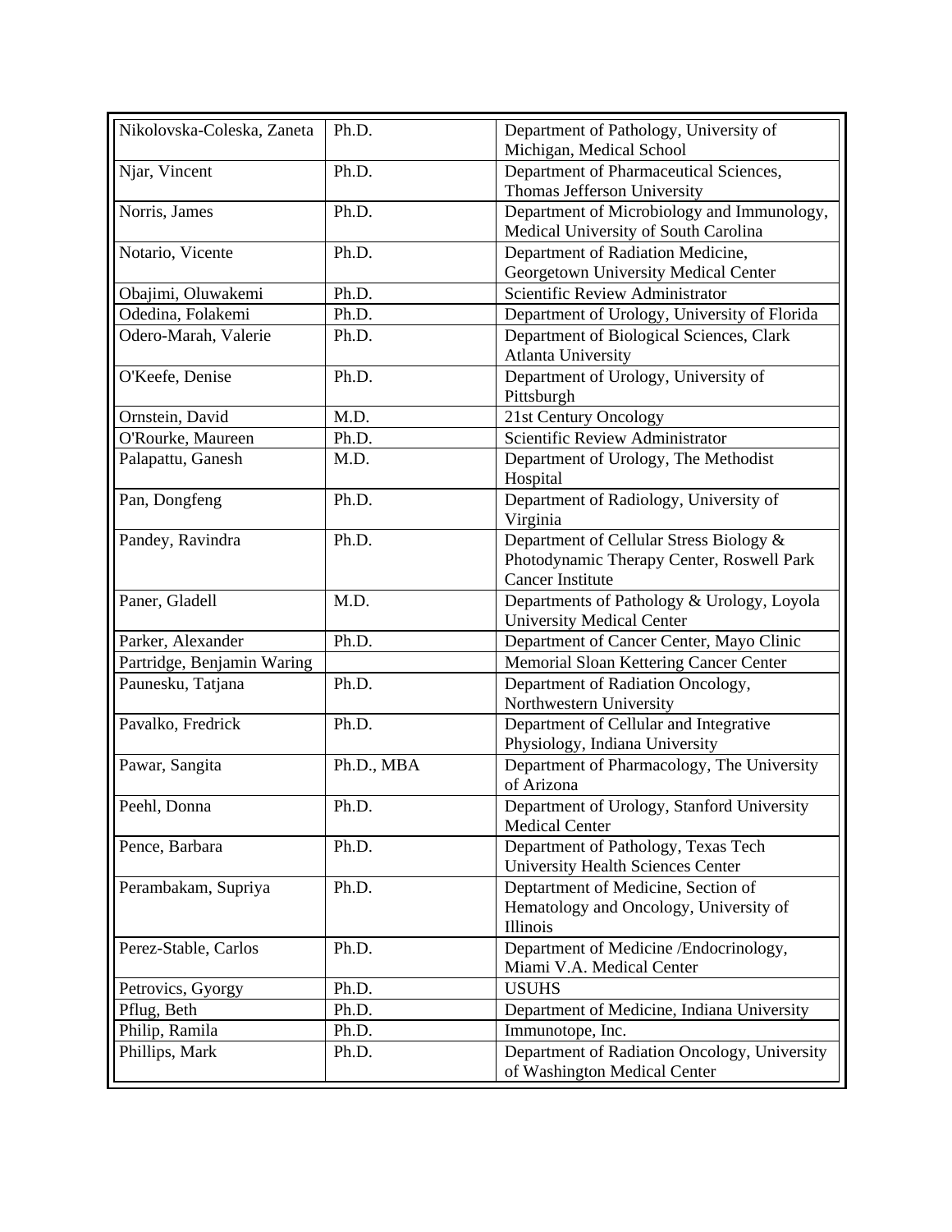| | | |
|---|---|---|
| Nikolovska-Coleska, Zaneta | Ph.D. | Department of Pathology, University of Michigan, Medical School |
| Njar, Vincent | Ph.D. | Department of Pharmaceutical Sciences, Thomas Jefferson University |
| Norris, James | Ph.D. | Department of Microbiology and Immunology, Medical University of South Carolina |
| Notario, Vicente | Ph.D. | Department of Radiation Medicine, Georgetown University Medical Center |
| Obajimi, Oluwakemi | Ph.D. | Scientific Review Administrator |
| Odedina, Folakemi | Ph.D. | Department of Urology, University of Florida |
| Odero-Marah, Valerie | Ph.D. | Department of Biological Sciences, Clark Atlanta University |
| O'Keefe, Denise | Ph.D. | Department of Urology, University of Pittsburgh |
| Ornstein, David | M.D. | 21st Century Oncology |
| O'Rourke, Maureen | Ph.D. | Scientific Review Administrator |
| Palapattu, Ganesh | M.D. | Department of Urology, The Methodist Hospital |
| Pan, Dongfeng | Ph.D. | Department of Radiology, University of Virginia |
| Pandey, Ravindra | Ph.D. | Department of Cellular Stress Biology & Photodynamic Therapy Center, Roswell Park Cancer Institute |
| Paner, Gladell | M.D. | Departments of Pathology & Urology, Loyola University Medical Center |
| Parker, Alexander | Ph.D. | Department of Cancer Center, Mayo Clinic |
| Partridge, Benjamin Waring | | Memorial Sloan Kettering Cancer Center |
| Paunesku, Tatjana | Ph.D. | Department of Radiation Oncology, Northwestern University |
| Pavalko, Fredrick | Ph.D. | Department of Cellular and Integrative Physiology, Indiana University |
| Pawar, Sangita | Ph.D., MBA | Department of Pharmacology, The University of Arizona |
| Peehl, Donna | Ph.D. | Department of Urology, Stanford University Medical Center |
| Pence, Barbara | Ph.D. | Department of Pathology, Texas Tech University Health Sciences Center |
| Perambakam, Supriya | Ph.D. | Deptartment of Medicine, Section of Hematology and Oncology, University of Illinois |
| Perez-Stable, Carlos | Ph.D. | Department of Medicine /Endocrinology, Miami V.A. Medical Center |
| Petrovics, Gyorgy | Ph.D. | USUHS |
| Pflug, Beth | Ph.D. | Department of Medicine, Indiana University |
| Philip, Ramila | Ph.D. | Immunotope, Inc. |
| Phillips, Mark | Ph.D. | Department of Radiation Oncology, University of Washington Medical Center |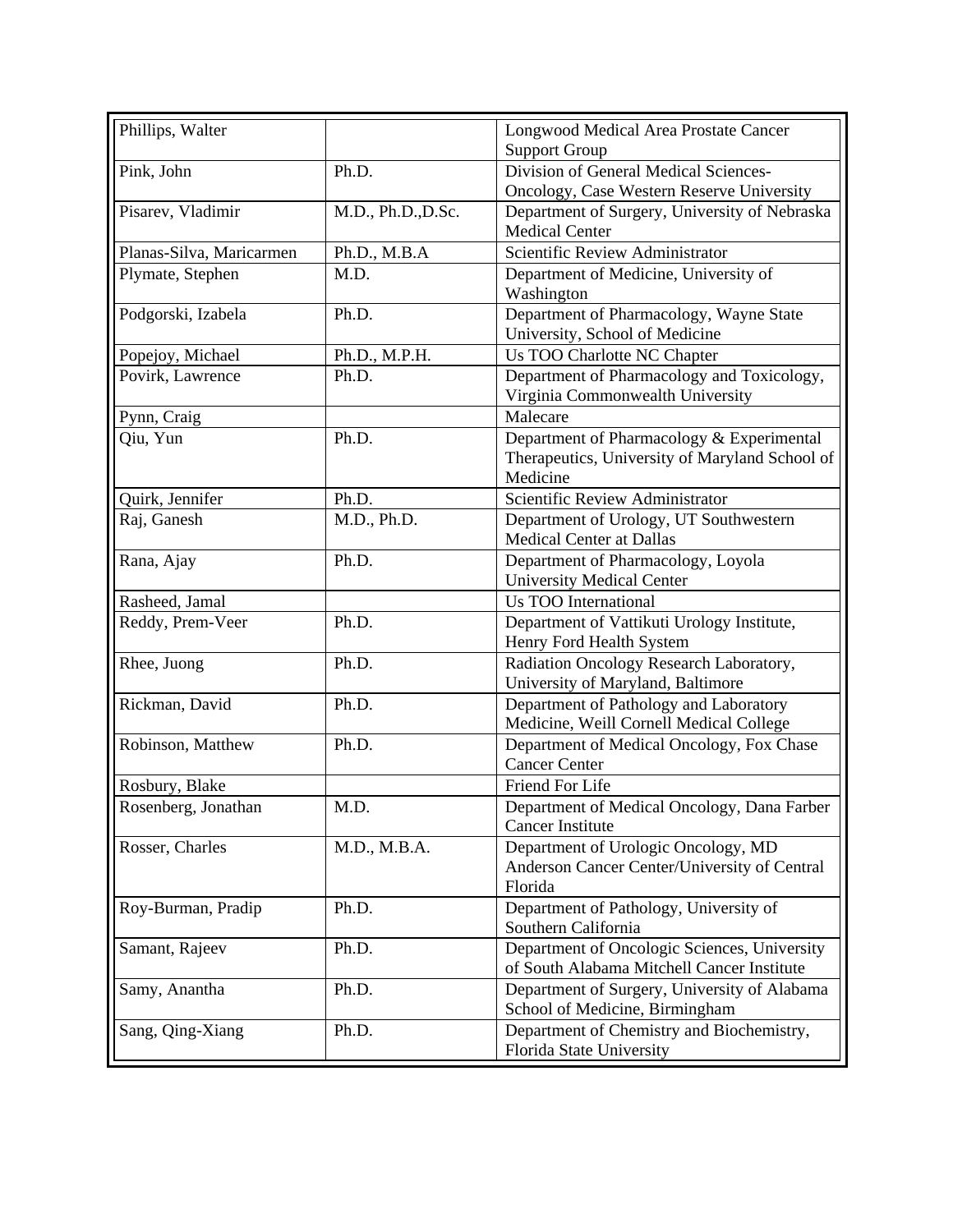| | | |
|---|---|---|
| Phillips, Walter | | Longwood Medical Area Prostate Cancer Support Group |
| Pink, John | Ph.D. | Division of General Medical Sciences-Oncology, Case Western Reserve University |
| Pisarev, Vladimir | M.D., Ph.D.,D.Sc. | Department of Surgery, University of Nebraska Medical Center |
| Planas-Silva, Maricarmen | Ph.D., M.B.A | Scientific Review Administrator |
| Plymate, Stephen | M.D. | Department of Medicine, University of Washington |
| Podgorski, Izabela | Ph.D. | Department of Pharmacology, Wayne State University, School of Medicine |
| Popejoy, Michael | Ph.D., M.P.H. | Us TOO Charlotte NC Chapter |
| Povirk, Lawrence | Ph.D. | Department of Pharmacology and Toxicology, Virginia Commonwealth University |
| Pynn, Craig | | Malecare |
| Qiu, Yun | Ph.D. | Department of Pharmacology & Experimental Therapeutics, University of Maryland School of Medicine |
| Quirk, Jennifer | Ph.D. | Scientific Review Administrator |
| Raj, Ganesh | M.D., Ph.D. | Department of Urology, UT Southwestern Medical Center at Dallas |
| Rana, Ajay | Ph.D. | Department of Pharmacology, Loyola University Medical Center |
| Rasheed, Jamal | | Us TOO International |
| Reddy, Prem-Veer | Ph.D. | Department of Vattikuti Urology Institute, Henry Ford Health System |
| Rhee, Juong | Ph.D. | Radiation Oncology Research Laboratory, University of Maryland, Baltimore |
| Rickman, David | Ph.D. | Department of Pathology and Laboratory Medicine, Weill Cornell Medical College |
| Robinson, Matthew | Ph.D. | Department of Medical Oncology, Fox Chase Cancer Center |
| Rosbury, Blake | | Friend For Life |
| Rosenberg, Jonathan | M.D. | Department of Medical Oncology, Dana Farber Cancer Institute |
| Rosser, Charles | M.D., M.B.A. | Department of Urologic Oncology, MD Anderson Cancer Center/University of Central Florida |
| Roy-Burman, Pradip | Ph.D. | Department of Pathology, University of Southern California |
| Samant, Rajeev | Ph.D. | Department of Oncologic Sciences, University of South Alabama Mitchell Cancer Institute |
| Samy, Anantha | Ph.D. | Department of Surgery, University of Alabama School of Medicine, Birmingham |
| Sang, Qing-Xiang | Ph.D. | Department of Chemistry and Biochemistry, Florida State University |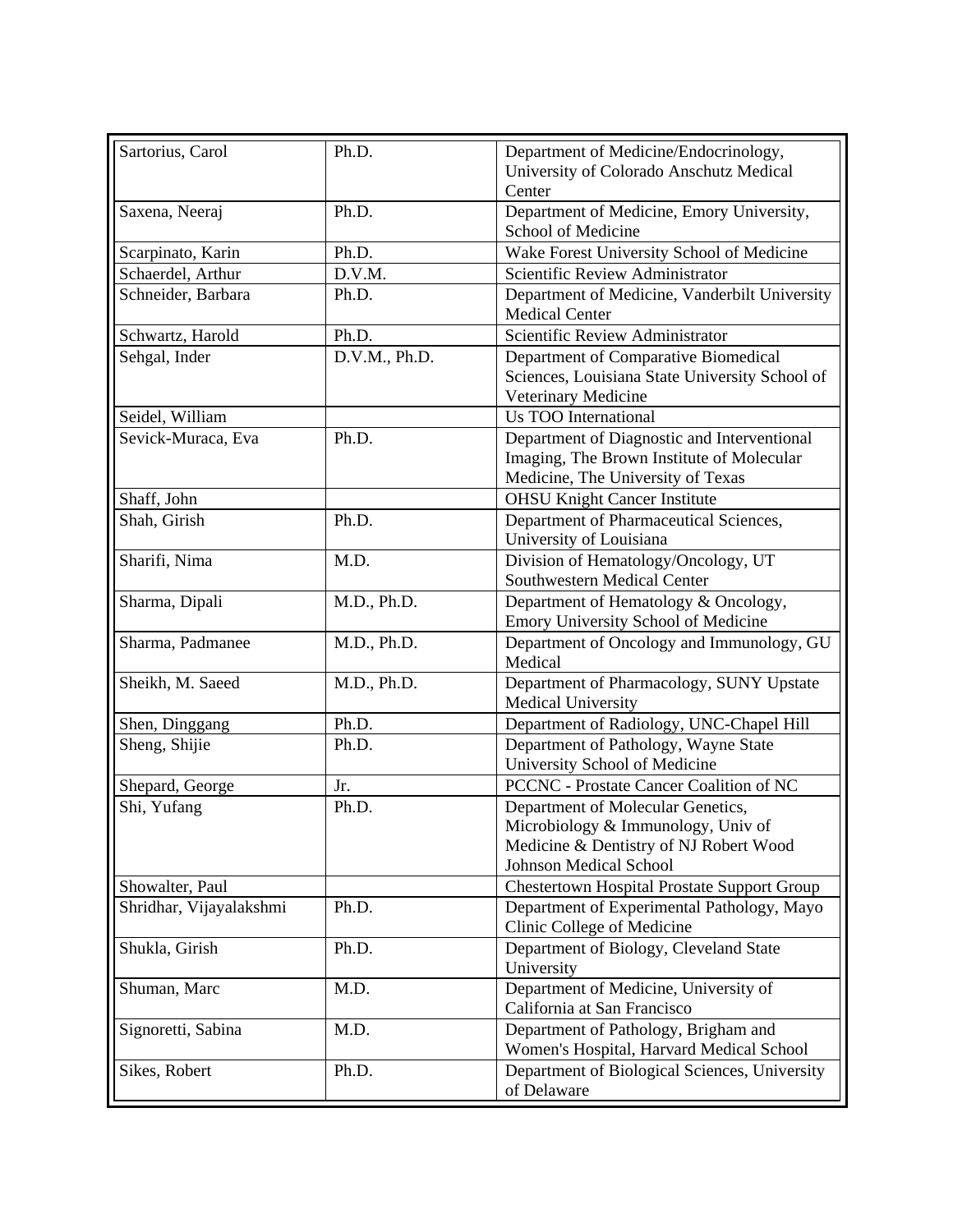| Sartorius, Carol | Ph.D. | Department of Medicine/Endocrinology, University of Colorado Anschutz Medical Center |
|---|---|---|
| Saxena, Neeraj | Ph.D. | Department of Medicine, Emory University, School of Medicine |
| Scarpinato, Karin | Ph.D. | Wake Forest University School of Medicine |
| Schaerdel, Arthur | D.V.M. | Scientific Review Administrator |
| Schneider, Barbara | Ph.D. | Department of Medicine, Vanderbilt University Medical Center |
| Schwartz, Harold | Ph.D. | Scientific Review Administrator |
| Sehgal, Inder | D.V.M., Ph.D. | Department of Comparative Biomedical Sciences, Louisiana State University School of Veterinary Medicine |
| Seidel, William | | Us TOO International |
| Sevick-Muraca, Eva | Ph.D. | Department of Diagnostic and Interventional Imaging, The Brown Institute of Molecular Medicine, The University of Texas |
| Shaff, John | | OHSU Knight Cancer Institute |
| Shah, Girish | Ph.D. | Department of Pharmaceutical Sciences, University of Louisiana |
| Sharifi, Nima | M.D. | Division of Hematology/Oncology, UT Southwestern Medical Center |
| Sharma, Dipali | M.D., Ph.D. | Department of Hematology & Oncology, Emory University School of Medicine |
| Sharma, Padmanee | M.D., Ph.D. | Department of Oncology and Immunology, GU Medical |
| Sheikh, M. Saeed | M.D., Ph.D. | Department of Pharmacology, SUNY Upstate Medical University |
| Shen, Dinggang | Ph.D. | Department of Radiology, UNC-Chapel Hill |
| Sheng, Shijie | Ph.D. | Department of Pathology, Wayne State University School of Medicine |
| Shepard, George | Jr. | PCCNC - Prostate Cancer Coalition of NC |
| Shi, Yufang | Ph.D. | Department of Molecular Genetics, Microbiology & Immunology, Univ of Medicine & Dentistry of NJ Robert Wood Johnson Medical School |
| Showalter, Paul | | Chestertown Hospital Prostate Support Group |
| Shridhar, Vijayalakshmi | Ph.D. | Department of Experimental Pathology, Mayo Clinic College of Medicine |
| Shukla, Girish | Ph.D. | Department of Biology, Cleveland State University |
| Shuman, Marc | M.D. | Department of Medicine, University of California at San Francisco |
| Signoretti, Sabina | M.D. | Department of Pathology, Brigham and Women's Hospital, Harvard Medical School |
| Sikes, Robert | Ph.D. | Department of Biological Sciences, University of Delaware |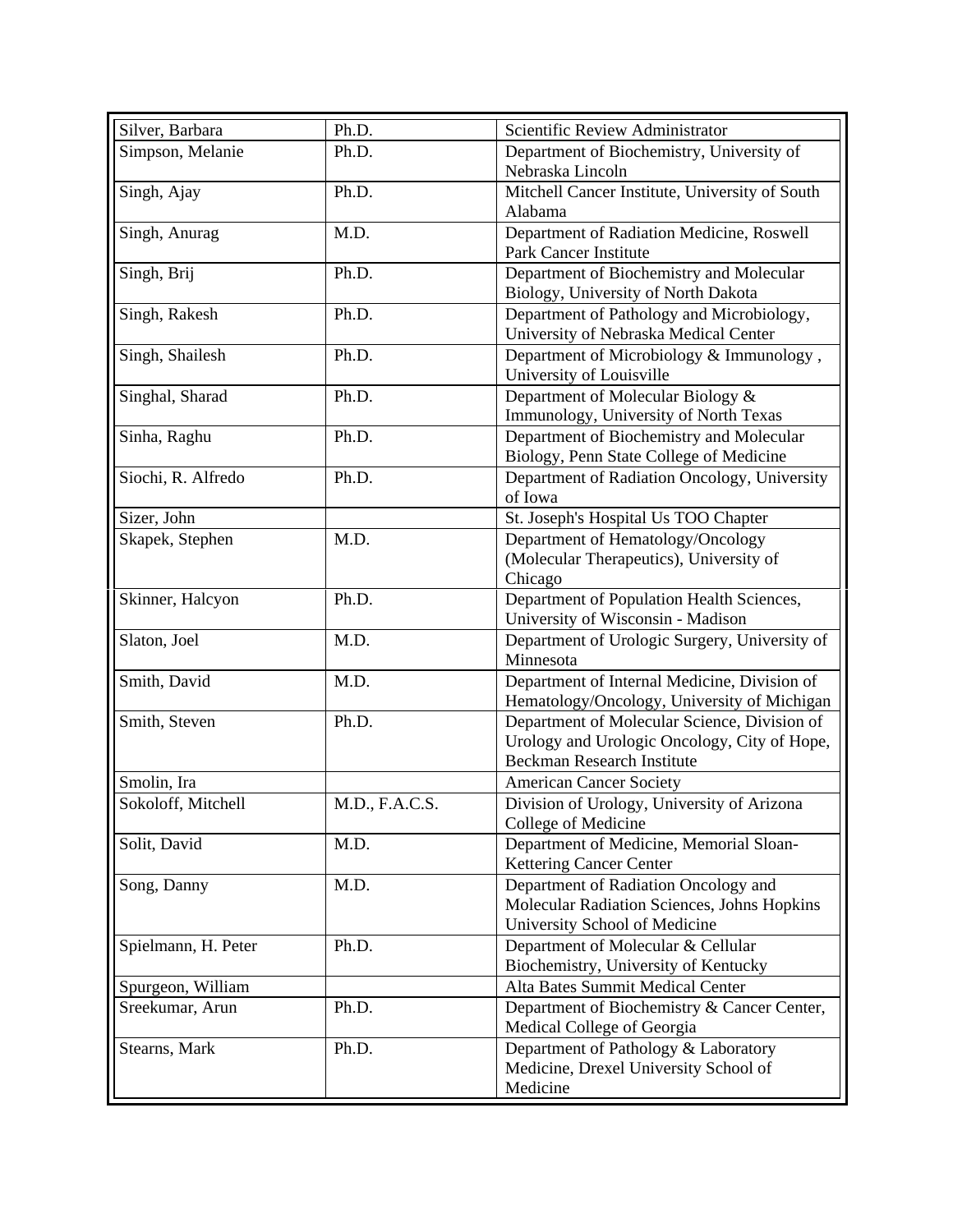| Silver, Barbara | Ph.D. | Scientific Review Administrator |
|---|---|---|
| Simpson, Melanie | Ph.D. | Department of Biochemistry, University of Nebraska Lincoln |
| Singh, Ajay | Ph.D. | Mitchell Cancer Institute, University of South Alabama |
| Singh, Anurag | M.D. | Department of Radiation Medicine, Roswell Park Cancer Institute |
| Singh, Brij | Ph.D. | Department of Biochemistry and Molecular Biology, University of North Dakota |
| Singh, Rakesh | Ph.D. | Department of Pathology and Microbiology, University of Nebraska Medical Center |
| Singh, Shailesh | Ph.D. | Department of Microbiology & Immunology , University of Louisville |
| Singhal, Sharad | Ph.D. | Department of Molecular Biology & Immunology, University of North Texas |
| Sinha, Raghu | Ph.D. | Department of Biochemistry and Molecular Biology, Penn State College of Medicine |
| Siochi, R. Alfredo | Ph.D. | Department of Radiation Oncology, University of Iowa |
| Sizer, John | | St. Joseph's Hospital Us TOO Chapter |
| Skapek, Stephen | M.D. | Department of Hematology/Oncology (Molecular Therapeutics), University of Chicago |
| Skinner, Halcyon | Ph.D. | Department of Population Health Sciences, University of Wisconsin - Madison |
| Slaton, Joel | M.D. | Department of Urologic Surgery, University of Minnesota |
| Smith, David | M.D. | Department of Internal Medicine, Division of Hematology/Oncology, University of Michigan |
| Smith, Steven | Ph.D. | Department of Molecular Science, Division of Urology and Urologic Oncology, City of Hope, Beckman Research Institute |
| Smolin, Ira | | American Cancer Society |
| Sokoloff, Mitchell | M.D., F.A.C.S. | Division of Urology, University of Arizona College of Medicine |
| Solit, David | M.D. | Department of Medicine, Memorial Sloan-Kettering Cancer Center |
| Song, Danny | M.D. | Department of Radiation Oncology and Molecular Radiation Sciences, Johns Hopkins University School of Medicine |
| Spielmann, H. Peter | Ph.D. | Department of Molecular & Cellular Biochemistry, University of Kentucky |
| Spurgeon, William | | Alta Bates Summit Medical Center |
| Sreekumar, Arun | Ph.D. | Department of Biochemistry & Cancer Center, Medical College of Georgia |
| Stearns, Mark | Ph.D. | Department of Pathology & Laboratory Medicine, Drexel University School of Medicine |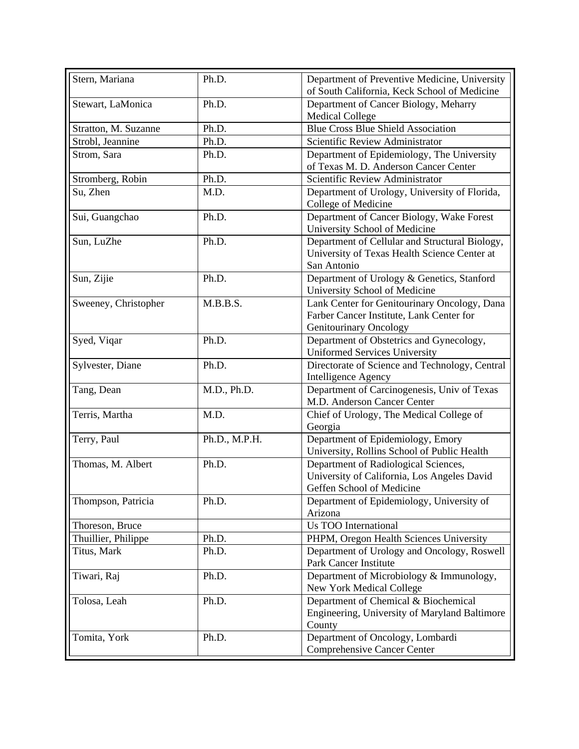| Stern, Mariana | Ph.D. | Department of Preventive Medicine, University of South California, Keck School of Medicine |
|---|---|---|
| Stewart, LaMonica | Ph.D. | Department of Cancer Biology, Meharry Medical College |
| Stratton, M. Suzanne | Ph.D. | Blue Cross Blue Shield Association |
| Strobl, Jeannine | Ph.D. | Scientific Review Administrator |
| Strom, Sara | Ph.D. | Department of Epidemiology, The University of Texas M. D. Anderson Cancer Center |
| Stromberg, Robin | Ph.D. | Scientific Review Administrator |
| Su, Zhen | M.D. | Department of Urology, University of Florida, College of Medicine |
| Sui, Guangchao | Ph.D. | Department of Cancer Biology, Wake Forest University School of Medicine |
| Sun, LuZhe | Ph.D. | Department of Cellular and Structural Biology, University of Texas Health Science Center at San Antonio |
| Sun, Zijie | Ph.D. | Department of Urology & Genetics, Stanford University School of Medicine |
| Sweeney, Christopher | M.B.B.S. | Lank Center for Genitourinary Oncology, Dana Farber Cancer Institute, Lank Center for Genitourinary Oncology |
| Syed, Viqar | Ph.D. | Department of Obstetrics and Gynecology, Uniformed Services University |
| Sylvester, Diane | Ph.D. | Directorate of Science and Technology, Central Intelligence Agency |
| Tang, Dean | M.D., Ph.D. | Department of Carcinogenesis, Univ of Texas M.D. Anderson Cancer Center |
| Terris, Martha | M.D. | Chief of Urology, The Medical College of Georgia |
| Terry, Paul | Ph.D., M.P.H. | Department of Epidemiology, Emory University, Rollins School of Public Health |
| Thomas, M. Albert | Ph.D. | Department of Radiological Sciences, University of California, Los Angeles David Geffen School of Medicine |
| Thompson, Patricia | Ph.D. | Department of Epidemiology, University of Arizona |
| Thoreson, Bruce | | Us TOO International |
| Thuillier, Philippe | Ph.D. | PHPM, Oregon Health Sciences University |
| Titus, Mark | Ph.D. | Department of Urology and Oncology, Roswell Park Cancer Institute |
| Tiwari, Raj | Ph.D. | Department of Microbiology & Immunology, New York Medical College |
| Tolosa, Leah | Ph.D. | Department of Chemical & Biochemical Engineering, University of Maryland Baltimore County |
| Tomita, York | Ph.D. | Department of Oncology, Lombardi Comprehensive Cancer Center |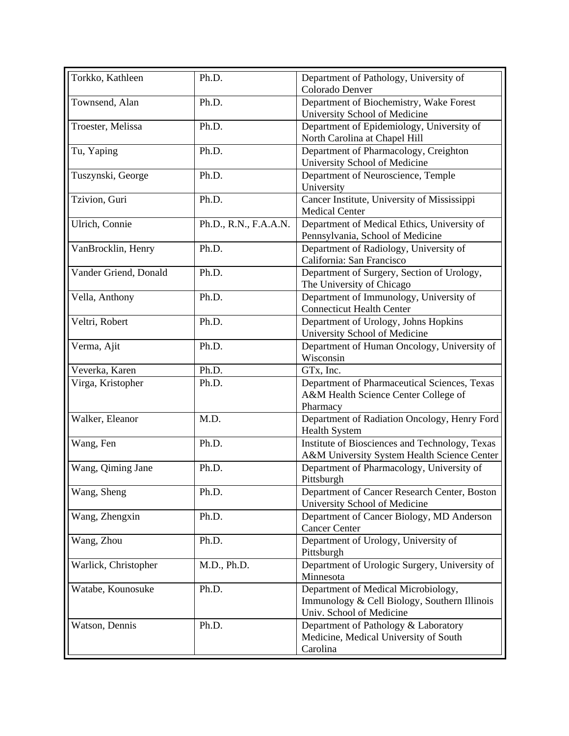| Torkko, Kathleen | Ph.D. | Department of Pathology, University of Colorado Denver |
|---|---|---|
| Townsend, Alan | Ph.D. | Department of Biochemistry, Wake Forest University School of Medicine |
| Troester, Melissa | Ph.D. | Department of Epidemiology, University of North Carolina at Chapel Hill |
| Tu, Yaping | Ph.D. | Department of Pharmacology, Creighton University School of Medicine |
| Tuszynski, George | Ph.D. | Department of Neuroscience, Temple University |
| Tzivion, Guri | Ph.D. | Cancer Institute, University of Mississippi Medical Center |
| Ulrich, Connie | Ph.D., R.N., F.A.A.N. | Department of Medical Ethics, University of Pennsylvania, School of Medicine |
| VanBrocklin, Henry | Ph.D. | Department of Radiology, University of California: San Francisco |
| Vander Griend, Donald | Ph.D. | Department of Surgery, Section of Urology, The University of Chicago |
| Vella, Anthony | Ph.D. | Department of Immunology, University of Connecticut Health Center |
| Veltri, Robert | Ph.D. | Department of Urology, Johns Hopkins University School of Medicine |
| Verma, Ajit | Ph.D. | Department of Human Oncology, University of Wisconsin |
| Veverka, Karen | Ph.D. | GTx, Inc. |
| Virga, Kristopher | Ph.D. | Department of Pharmaceutical Sciences, Texas A&M Health Science Center College of Pharmacy |
| Walker, Eleanor | M.D. | Department of Radiation Oncology, Henry Ford Health System |
| Wang, Fen | Ph.D. | Institute of Biosciences and Technology, Texas A&M University System Health Science Center |
| Wang, Qiming Jane | Ph.D. | Department of Pharmacology, University of Pittsburgh |
| Wang, Sheng | Ph.D. | Department of Cancer Research Center, Boston University School of Medicine |
| Wang, Zhengxin | Ph.D. | Department of Cancer Biology, MD Anderson Cancer Center |
| Wang, Zhou | Ph.D. | Department of Urology, University of Pittsburgh |
| Warlick, Christopher | M.D., Ph.D. | Department of Urologic Surgery, University of Minnesota |
| Watabe, Kounosuke | Ph.D. | Department of Medical Microbiology, Immunology & Cell Biology, Southern Illinois Univ. School of Medicine |
| Watson, Dennis | Ph.D. | Department of Pathology & Laboratory Medicine, Medical University of South Carolina |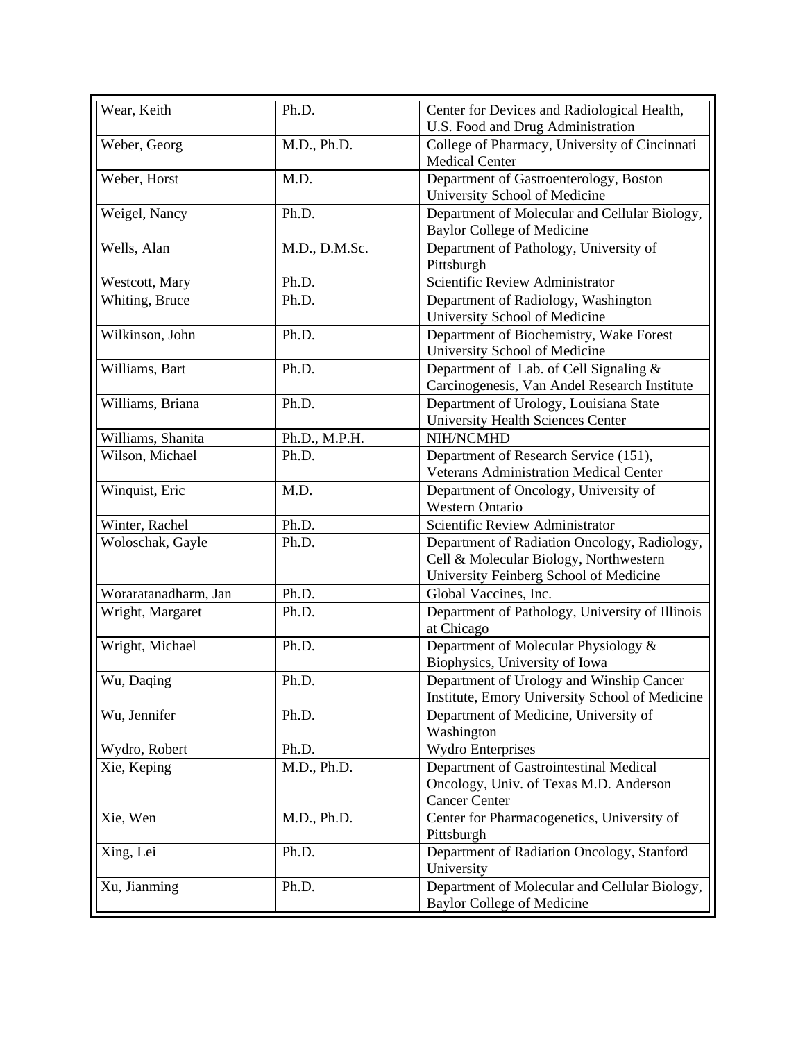| | | |
|---|---|---|
| Wear, Keith | Ph.D. | Center for Devices and Radiological Health, U.S. Food and Drug Administration |
| Weber, Georg | M.D., Ph.D. | College of Pharmacy, University of Cincinnati Medical Center |
| Weber, Horst | M.D. | Department of Gastroenterology, Boston University School of Medicine |
| Weigel, Nancy | Ph.D. | Department of Molecular and Cellular Biology, Baylor College of Medicine |
| Wells, Alan | M.D., D.M.Sc. | Department of Pathology, University of Pittsburgh |
| Westcott, Mary | Ph.D. | Scientific Review Administrator |
| Whiting, Bruce | Ph.D. | Department of Radiology, Washington University School of Medicine |
| Wilkinson, John | Ph.D. | Department of Biochemistry, Wake Forest University School of Medicine |
| Williams, Bart | Ph.D. | Department of Lab. of Cell Signaling & Carcinogenesis, Van Andel Research Institute |
| Williams, Briana | Ph.D. | Department of Urology, Louisiana State University Health Sciences Center |
| Williams, Shanita | Ph.D., M.P.H. | NIH/NCMHD |
| Wilson, Michael | Ph.D. | Department of Research Service (151), Veterans Administration Medical Center |
| Winquist, Eric | M.D. | Department of Oncology, University of Western Ontario |
| Winter, Rachel | Ph.D. | Scientific Review Administrator |
| Woloschak, Gayle | Ph.D. | Department of Radiation Oncology, Radiology, Cell & Molecular Biology, Northwestern University Feinberg School of Medicine |
| Woraratanadharm, Jan | Ph.D. | Global Vaccines, Inc. |
| Wright, Margaret | Ph.D. | Department of Pathology, University of Illinois at Chicago |
| Wright, Michael | Ph.D. | Department of Molecular Physiology & Biophysics, University of Iowa |
| Wu, Daqing | Ph.D. | Department of Urology and Winship Cancer Institute, Emory University School of Medicine |
| Wu, Jennifer | Ph.D. | Department of Medicine, University of Washington |
| Wydro, Robert | Ph.D. | Wydro Enterprises |
| Xie, Keping | M.D., Ph.D. | Department of Gastrointestinal Medical Oncology, Univ. of Texas M.D. Anderson Cancer Center |
| Xie, Wen | M.D., Ph.D. | Center for Pharmacogenetics, University of Pittsburgh |
| Xing, Lei | Ph.D. | Department of Radiation Oncology, Stanford University |
| Xu, Jianming | Ph.D. | Department of Molecular and Cellular Biology, Baylor College of Medicine |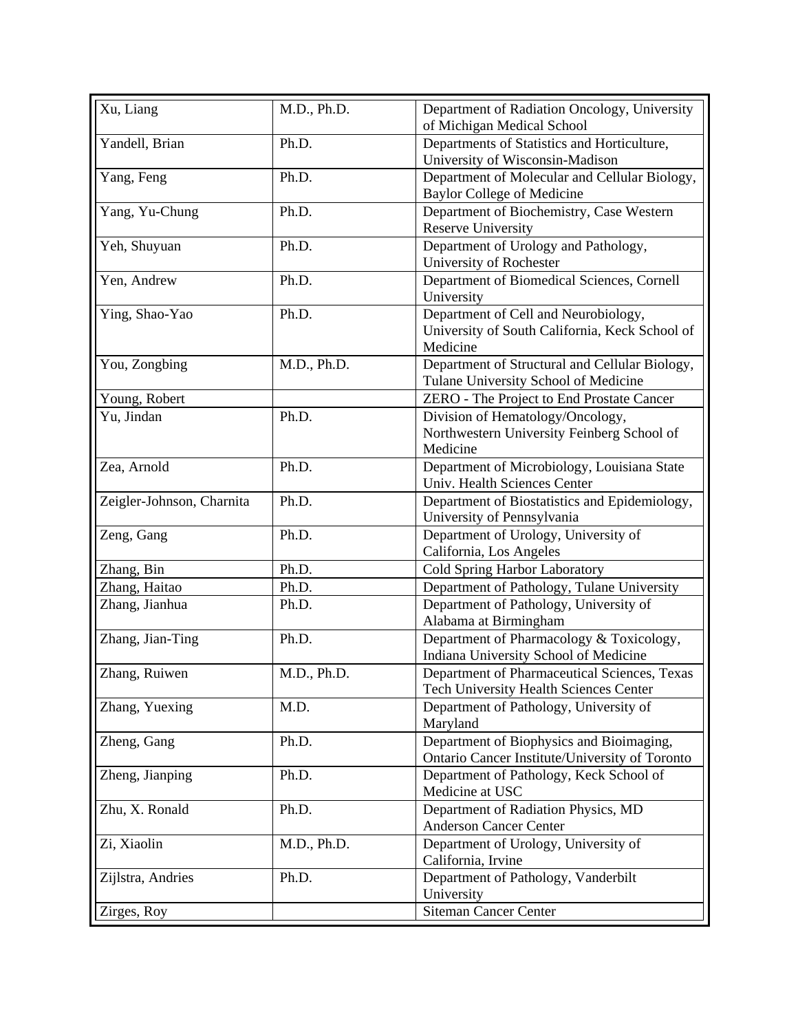| | | |
|---|---|---|
| Xu, Liang | M.D., Ph.D. | Department of Radiation Oncology, University of Michigan Medical School |
| Yandell, Brian | Ph.D. | Departments of Statistics and Horticulture, University of Wisconsin-Madison |
| Yang, Feng | Ph.D. | Department of Molecular and Cellular Biology, Baylor College of Medicine |
| Yang, Yu-Chung | Ph.D. | Department of Biochemistry, Case Western Reserve University |
| Yeh, Shuyuan | Ph.D. | Department of Urology and Pathology, University of Rochester |
| Yen, Andrew | Ph.D. | Department of Biomedical Sciences, Cornell University |
| Ying, Shao-Yao | Ph.D. | Department of Cell and Neurobiology, University of South California, Keck School of Medicine |
| You, Zongbing | M.D., Ph.D. | Department of Structural and Cellular Biology, Tulane University School of Medicine |
| Young, Robert | | ZERO - The Project to End Prostate Cancer |
| Yu, Jindan | Ph.D. | Division of Hematology/Oncology, Northwestern University Feinberg School of Medicine |
| Zea, Arnold | Ph.D. | Department of Microbiology, Louisiana State Univ. Health Sciences Center |
| Zeigler-Johnson, Charnita | Ph.D. | Department of Biostatistics and Epidemiology, University of Pennsylvania |
| Zeng, Gang | Ph.D. | Department of Urology, University of California, Los Angeles |
| Zhang, Bin | Ph.D. | Cold Spring Harbor Laboratory |
| Zhang, Haitao | Ph.D. | Department of Pathology, Tulane University |
| Zhang, Jianhua | Ph.D. | Department of Pathology, University of Alabama at Birmingham |
| Zhang, Jian-Ting | Ph.D. | Department of Pharmacology & Toxicology, Indiana University School of Medicine |
| Zhang, Ruiwen | M.D., Ph.D. | Department of Pharmaceutical Sciences, Texas Tech University Health Sciences Center |
| Zhang, Yuexing | M.D. | Department of Pathology, University of Maryland |
| Zheng, Gang | Ph.D. | Department of Biophysics and Bioimaging, Ontario Cancer Institute/University of Toronto |
| Zheng, Jianping | Ph.D. | Department of Pathology, Keck School of Medicine at USC |
| Zhu, X. Ronald | Ph.D. | Department of Radiation Physics, MD Anderson Cancer Center |
| Zi, Xiaolin | M.D., Ph.D. | Department of Urology, University of California, Irvine |
| Zijlstra, Andries | Ph.D. | Department of Pathology, Vanderbilt University |
| Zirges, Roy | | Siteman Cancer Center |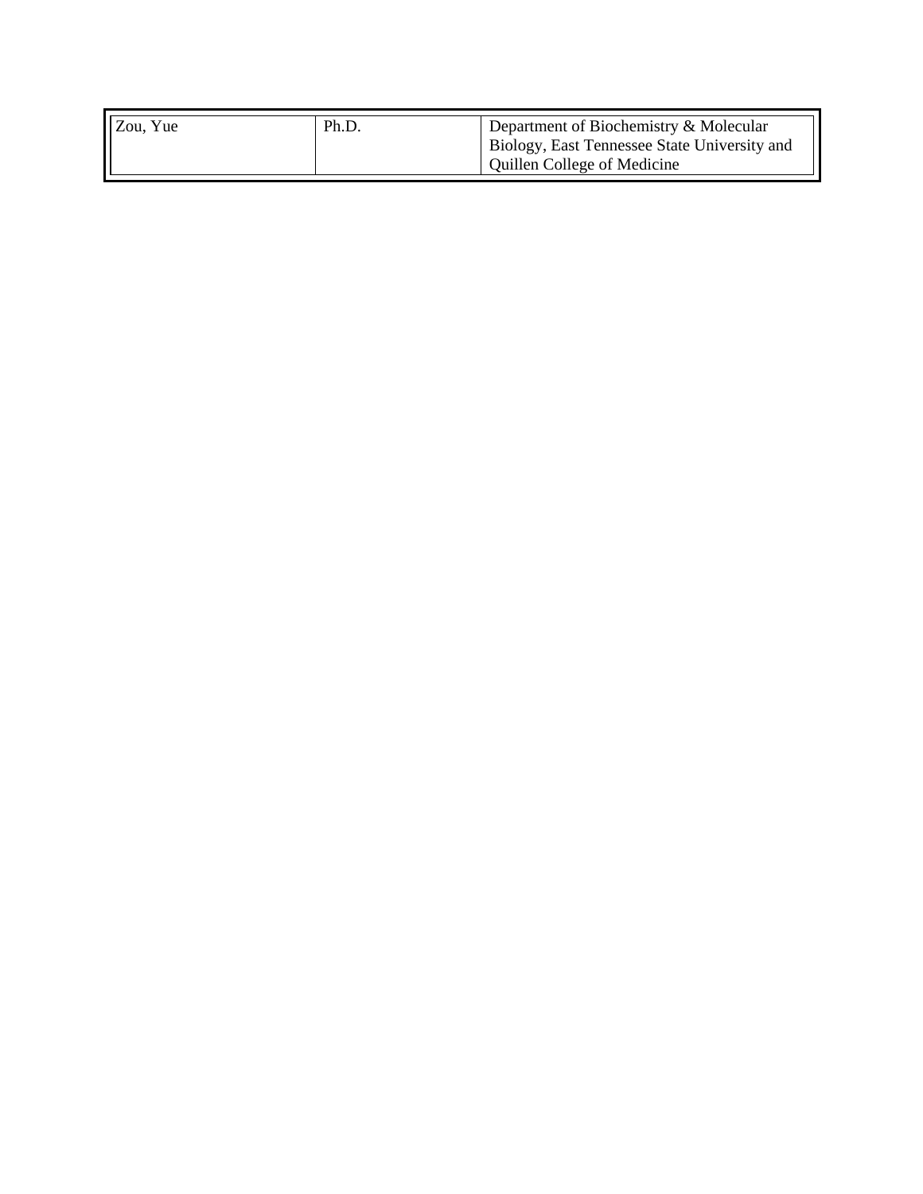| | | |
|---|---|---|
| Zou, Yue | Ph.D. | Department of Biochemistry & Molecular Biology, East Tennessee State University and Quillen College of Medicine |